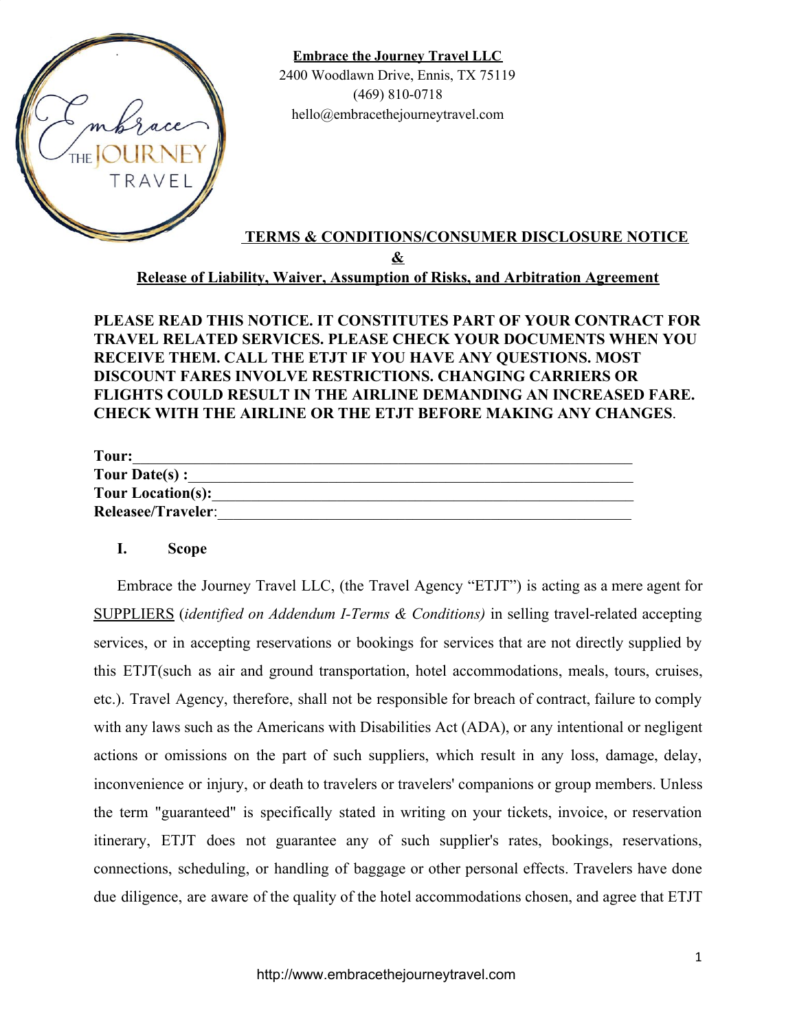**Embrace the Journey Travel LLC**
2400 Woodlawn Drive, Ennis, TX 75119
(469) 810-0718
hello@embracethejourneytravel.com

## TERMS & CONDITIONS/CONSUMER DISCLOSURE NOTICE
## &
## Release of Liability, Waiver, Assumption of Risks, and Arbitration Agreement

**PLEASE READ THIS NOTICE. IT CONSTITUTES PART OF YOUR CONTRACT FOR TRAVEL RELATED SERVICES. PLEASE CHECK YOUR DOCUMENTS WHEN YOU RECEIVE THEM. CALL THE ETJT IF YOU HAVE ANY QUESTIONS. MOST DISCOUNT FARES INVOLVE RESTRICTIONS. CHANGING CARRIERS OR FLIGHTS COULD RESULT IN THE AIRLINE DEMANDING AN INCREASED FARE. CHECK WITH THE AIRLINE OR THE ETJT BEFORE MAKING ANY CHANGES**.

**Tour:**_______________________________________________________________

**Tour Date(s) :**__________________________________________________________

**Tour Location(s):**_______________________________________________________

**Releasee/Traveler**:______________________________________________________

### I. Scope

Embrace the Journey Travel LLC, (the Travel Agency "ETJT") is acting as a mere agent for SUPPLIERS (*identified on Addendum I-Terms & Conditions)* in selling travel-related accepting services, or in accepting reservations or bookings for services that are not directly supplied by this ETJT(such as air and ground transportation, hotel accommodations, meals, tours, cruises, etc.). Travel Agency, therefore, shall not be responsible for breach of contract, failure to comply with any laws such as the Americans with Disabilities Act (ADA), or any intentional or negligent actions or omissions on the part of such suppliers, which result in any loss, damage, delay, inconvenience or injury, or death to travelers or travelers' companions or group members. Unless the term "guaranteed" is specifically stated in writing on your tickets, invoice, or reservation itinerary, ETJT does not guarantee any of such supplier's rates, bookings, reservations, connections, scheduling, or handling of baggage or other personal effects. Travelers have done due diligence, are aware of the quality of the hotel accommodations chosen, and agree that ETJT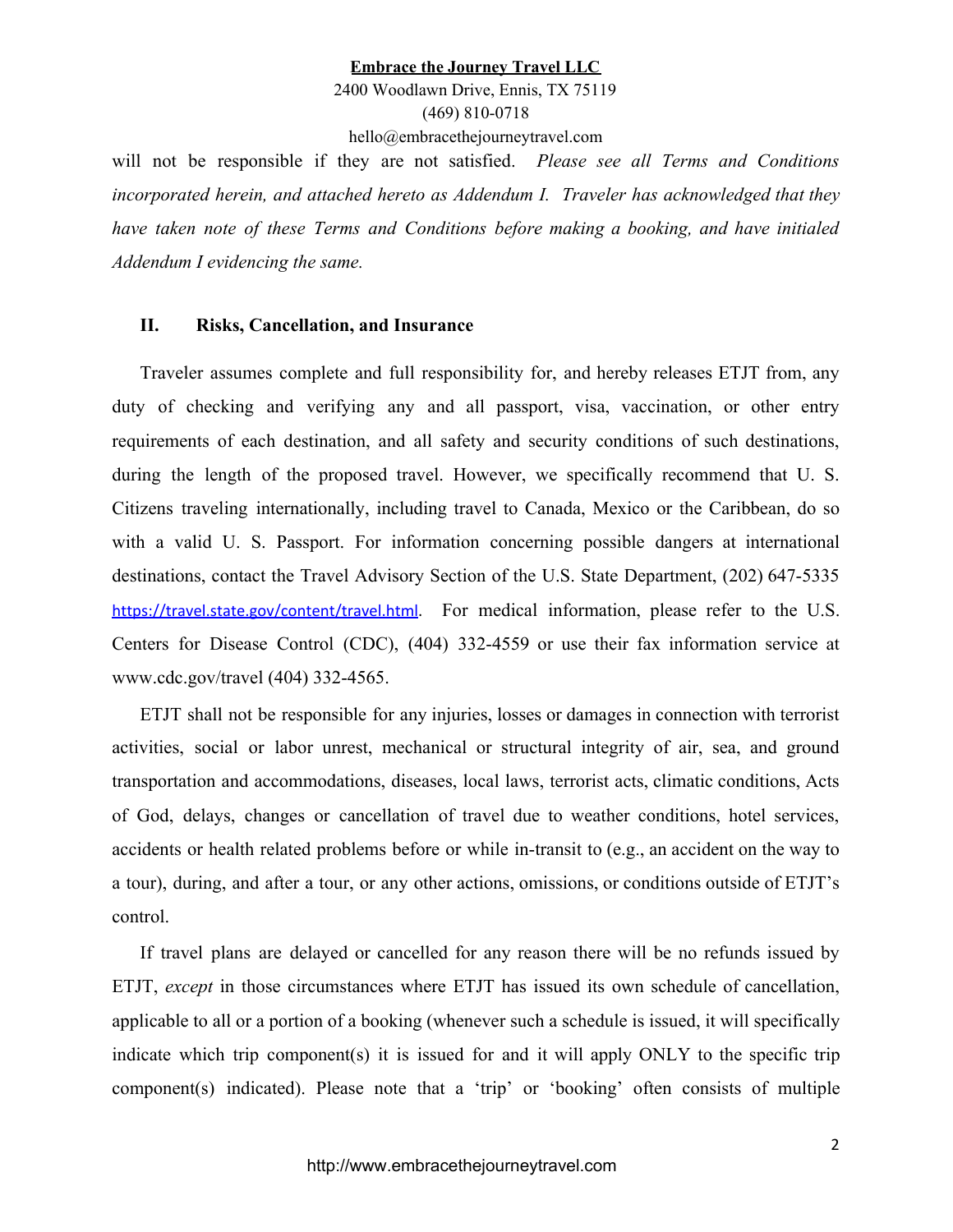will not be responsible if they are not satisfied. *Please see all Terms and Conditions incorporated herein, and attached hereto as Addendum I. Traveler has acknowledged that they have taken note of these Terms and Conditions before making a booking, and have initialed Addendum I evidencing the same.*

## II. Risks, Cancellation, and Insurance

Traveler assumes complete and full responsibility for, and hereby releases ETJT from, any duty of checking and verifying any and all passport, visa, vaccination, or other entry requirements of each destination, and all safety and security conditions of such destinations, during the length of the proposed travel. However, we specifically recommend that U. S. Citizens traveling internationally, including travel to Canada, Mexico or the Caribbean, do so with a valid U. S. Passport. For information concerning possible dangers at international destinations, contact the Travel Advisory Section of the U.S. State Department, (202) 647-5335 https://travel.state.gov/content/travel.html. For medical information, please refer to the U.S. Centers for Disease Control (CDC), (404) 332-4559 or use their fax information service at www.cdc.gov/travel (404) 332-4565.

ETJT shall not be responsible for any injuries, losses or damages in connection with terrorist activities, social or labor unrest, mechanical or structural integrity of air, sea, and ground transportation and accommodations, diseases, local laws, terrorist acts, climatic conditions, Acts of God, delays, changes or cancellation of travel due to weather conditions, hotel services, accidents or health related problems before or while in-transit to (e.g., an accident on the way to a tour), during, and after a tour, or any other actions, omissions, or conditions outside of ETJT's control.

If travel plans are delayed or cancelled for any reason there will be no refunds issued by ETJT, *except* in those circumstances where ETJT has issued its own schedule of cancellation, applicable to all or a portion of a booking (whenever such a schedule is issued, it will specifically indicate which trip component(s) it is issued for and it will apply ONLY to the specific trip component(s) indicated). Please note that a 'trip' or 'booking' often consists of multiple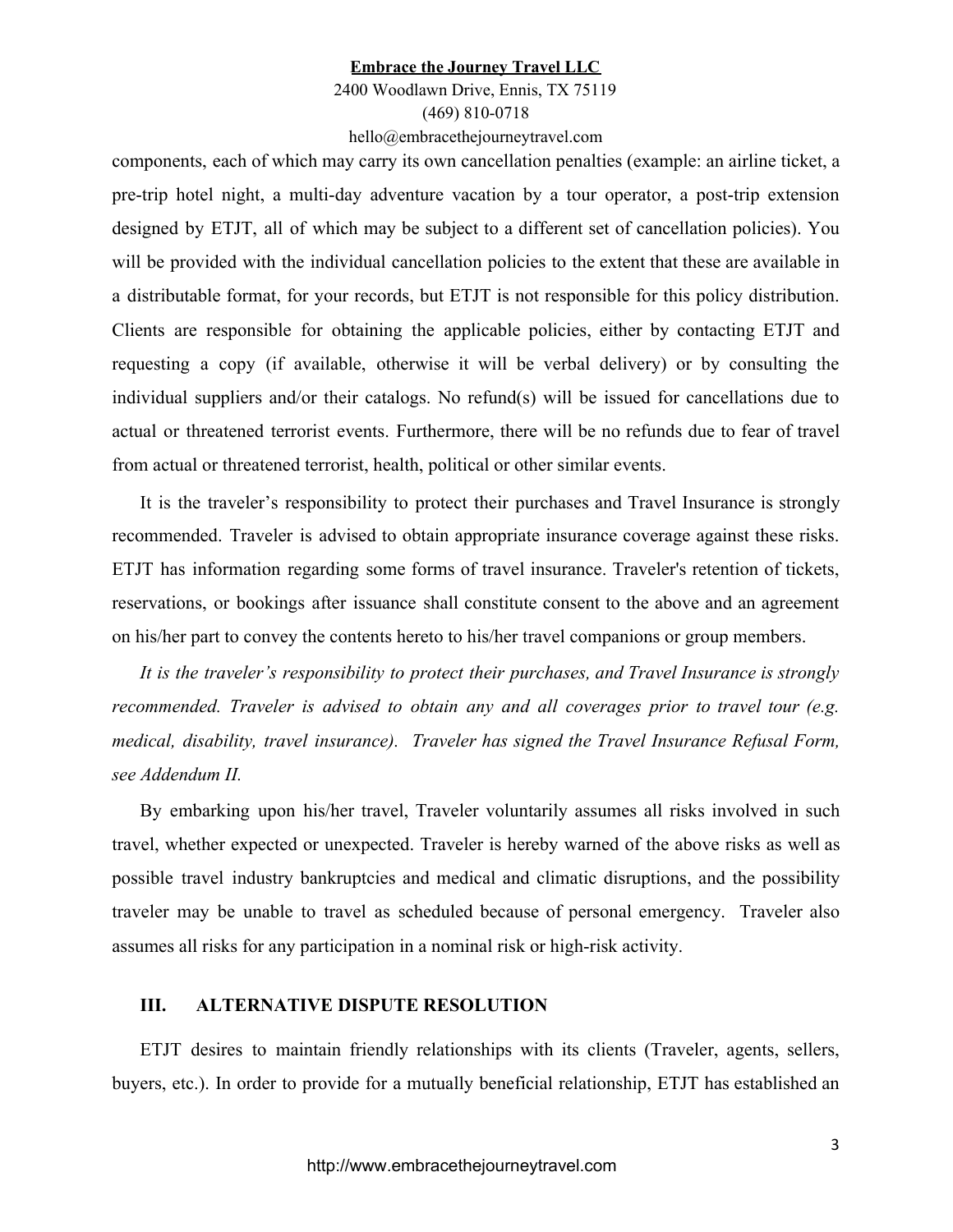components, each of which may carry its own cancellation penalties (example: an airline ticket, a pre-trip hotel night, a multi-day adventure vacation by a tour operator, a post-trip extension designed by ETJT, all of which may be subject to a different set of cancellation policies). You will be provided with the individual cancellation policies to the extent that these are available in a distributable format, for your records, but ETJT is not responsible for this policy distribution. Clients are responsible for obtaining the applicable policies, either by contacting ETJT and requesting a copy (if available, otherwise it will be verbal delivery) or by consulting the individual suppliers and/or their catalogs. No refund(s) will be issued for cancellations due to actual or threatened terrorist events. Furthermore, there will be no refunds due to fear of travel from actual or threatened terrorist, health, political or other similar events.

It is the traveler's responsibility to protect their purchases and Travel Insurance is strongly recommended. Traveler is advised to obtain appropriate insurance coverage against these risks. ETJT has information regarding some forms of travel insurance. Traveler's retention of tickets, reservations, or bookings after issuance shall constitute consent to the above and an agreement on his/her part to convey the contents hereto to his/her travel companions or group members.

*It is the traveler's responsibility to protect their purchases, and Travel Insurance is strongly recommended. Traveler is advised to obtain any and all coverages prior to travel tour (e.g. medical, disability, travel insurance). Traveler has signed the Travel Insurance Refusal Form, see Addendum II.*

By embarking upon his/her travel, Traveler voluntarily assumes all risks involved in such travel, whether expected or unexpected. Traveler is hereby warned of the above risks as well as possible travel industry bankruptcies and medical and climatic disruptions, and the possibility traveler may be unable to travel as scheduled because of personal emergency. Traveler also assumes all risks for any participation in a nominal risk or high-risk activity.

## III. ALTERNATIVE DISPUTE RESOLUTION

ETJT desires to maintain friendly relationships with its clients (Traveler, agents, sellers, buyers, etc.). In order to provide for a mutually beneficial relationship, ETJT has established an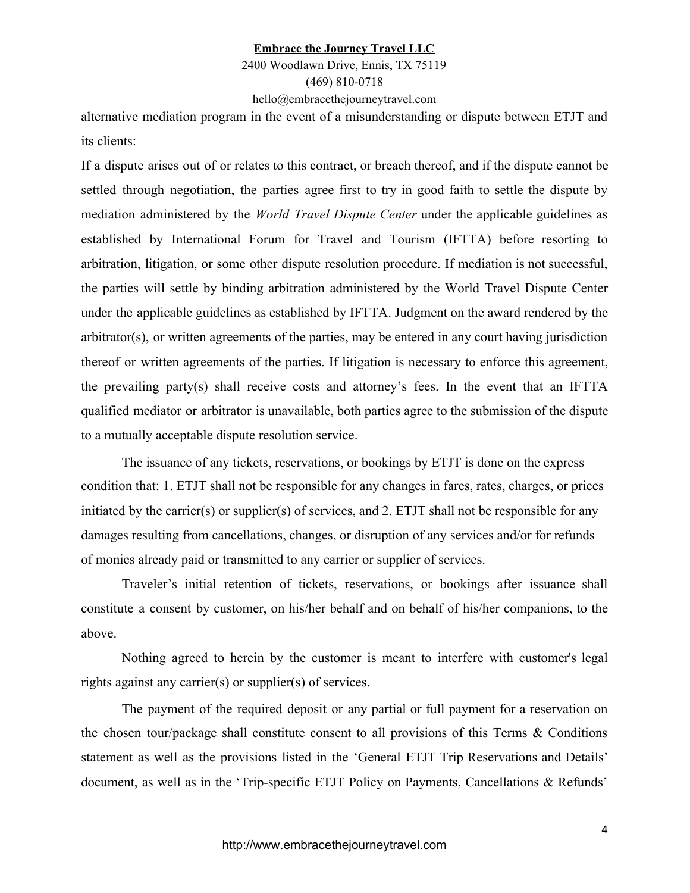alternative mediation program in the event of a misunderstanding or dispute between ETJT and its clients:

If a dispute arises out of or relates to this contract, or breach thereof, and if the dispute cannot be settled through negotiation, the parties agree first to try in good faith to settle the dispute by mediation administered by the *World Travel Dispute Center* under the applicable guidelines as established by International Forum for Travel and Tourism (IFTTA) before resorting to arbitration, litigation, or some other dispute resolution procedure. If mediation is not successful, the parties will settle by binding arbitration administered by the World Travel Dispute Center under the applicable guidelines as established by IFTTA. Judgment on the award rendered by the arbitrator(s), or written agreements of the parties, may be entered in any court having jurisdiction thereof or written agreements of the parties. If litigation is necessary to enforce this agreement, the prevailing party(s) shall receive costs and attorney's fees. In the event that an IFTTA qualified mediator or arbitrator is unavailable, both parties agree to the submission of the dispute to a mutually acceptable dispute resolution service.

The issuance of any tickets, reservations, or bookings by ETJT is done on the express condition that: 1. ETJT shall not be responsible for any changes in fares, rates, charges, or prices initiated by the carrier(s) or supplier(s) of services, and 2. ETJT shall not be responsible for any damages resulting from cancellations, changes, or disruption of any services and/or for refunds of monies already paid or transmitted to any carrier or supplier of services.

Traveler's initial retention of tickets, reservations, or bookings after issuance shall constitute a consent by customer, on his/her behalf and on behalf of his/her companions, to the above.

Nothing agreed to herein by the customer is meant to interfere with customer's legal rights against any carrier(s) or supplier(s) of services.

The payment of the required deposit or any partial or full payment for a reservation on the chosen tour/package shall constitute consent to all provisions of this Terms & Conditions statement as well as the provisions listed in the 'General ETJT Trip Reservations and Details' document, as well as in the 'Trip-specific ETJT Policy on Payments, Cancellations & Refunds'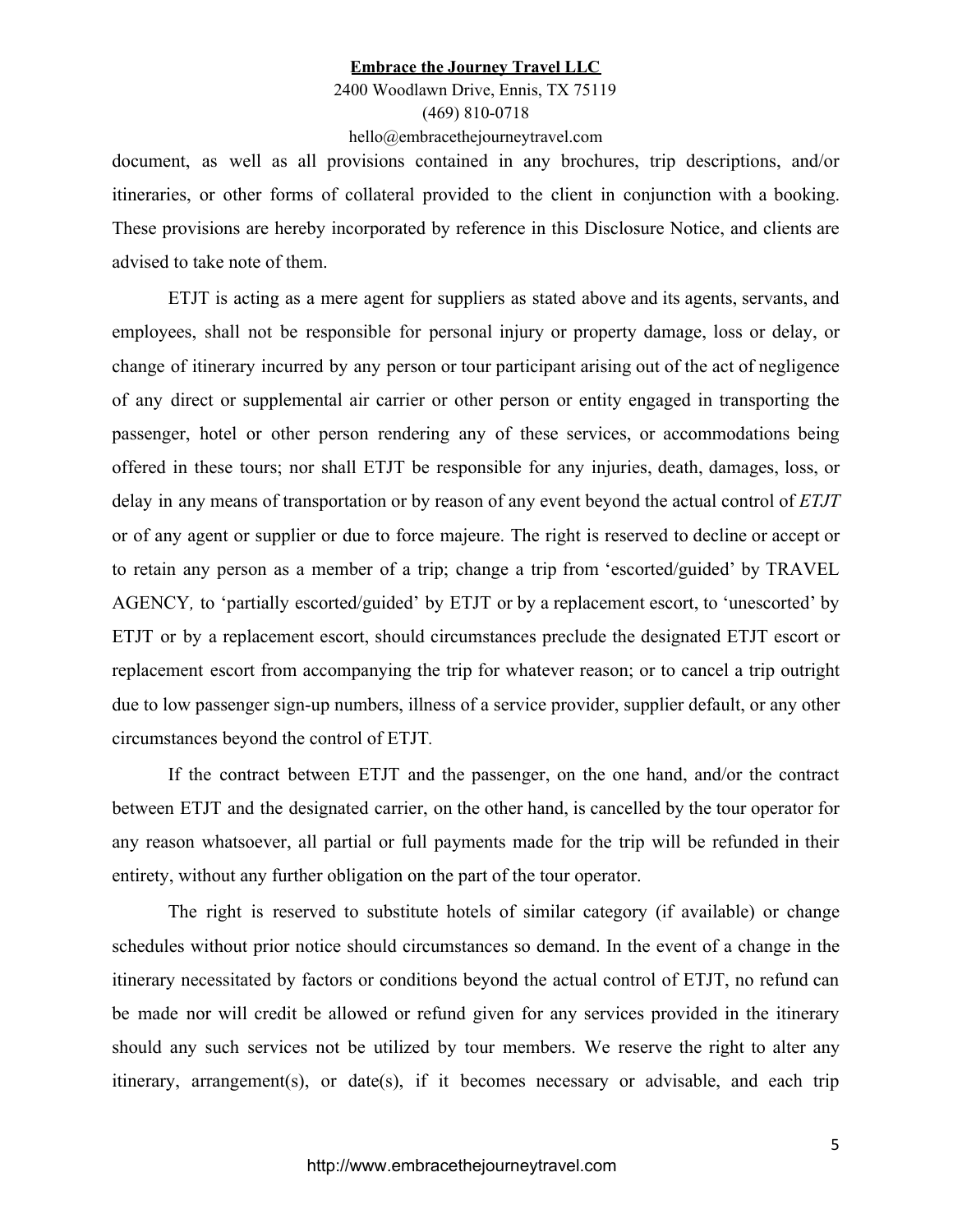document, as well as all provisions contained in any brochures, trip descriptions, and/or itineraries, or other forms of collateral provided to the client in conjunction with a booking. These provisions are hereby incorporated by reference in this Disclosure Notice, and clients are advised to take note of them.

ETJT is acting as a mere agent for suppliers as stated above and its agents, servants, and employees, shall not be responsible for personal injury or property damage, loss or delay, or change of itinerary incurred by any person or tour participant arising out of the act of negligence of any direct or supplemental air carrier or other person or entity engaged in transporting the passenger, hotel or other person rendering any of these services, or accommodations being offered in these tours; nor shall ETJT be responsible for any injuries, death, damages, loss, or delay in any means of transportation or by reason of any event beyond the actual control of *ETJT* or of any agent or supplier or due to force majeure. The right is reserved to decline or accept or to retain any person as a member of a trip; change a trip from 'escorted/guided' by TRAVEL AGENCY*,* to 'partially escorted/guided' by ETJT or by a replacement escort, to 'unescorted' by ETJT or by a replacement escort, should circumstances preclude the designated ETJT escort or replacement escort from accompanying the trip for whatever reason; or to cancel a trip outright due to low passenger sign-up numbers, illness of a service provider, supplier default, or any other circumstances beyond the control of ETJT.

If the contract between ETJT and the passenger, on the one hand, and/or the contract between ETJT and the designated carrier, on the other hand, is cancelled by the tour operator for any reason whatsoever, all partial or full payments made for the trip will be refunded in their entirety, without any further obligation on the part of the tour operator.

The right is reserved to substitute hotels of similar category (if available) or change schedules without prior notice should circumstances so demand. In the event of a change in the itinerary necessitated by factors or conditions beyond the actual control of ETJT, no refund can be made nor will credit be allowed or refund given for any services provided in the itinerary should any such services not be utilized by tour members. We reserve the right to alter any itinerary, arrangement(s), or date(s), if it becomes necessary or advisable, and each trip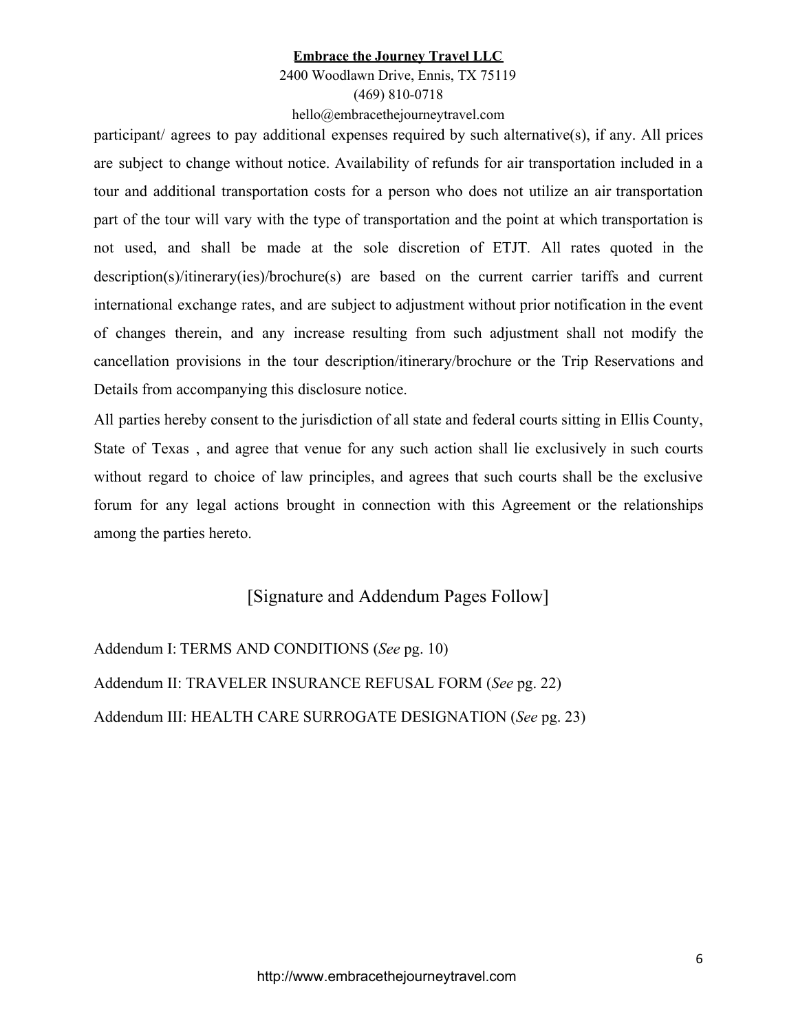participant/ agrees to pay additional expenses required by such alternative(s), if any. All prices are subject to change without notice. Availability of refunds for air transportation included in a tour and additional transportation costs for a person who does not utilize an air transportation part of the tour will vary with the type of transportation and the point at which transportation is not used, and shall be made at the sole discretion of ETJT. All rates quoted in the description(s)/itinerary(ies)/brochure(s) are based on the current carrier tariffs and current international exchange rates, and are subject to adjustment without prior notification in the event of changes therein, and any increase resulting from such adjustment shall not modify the cancellation provisions in the tour description/itinerary/brochure or the Trip Reservations and Details from accompanying this disclosure notice.

All parties hereby consent to the jurisdiction of all state and federal courts sitting in Ellis County, State of Texas , and agree that venue for any such action shall lie exclusively in such courts without regard to choice of law principles, and agrees that such courts shall be the exclusive forum for any legal actions brought in connection with this Agreement or the relationships among the parties hereto.

[Signature and Addendum Pages Follow]

Addendum I: TERMS AND CONDITIONS (*See* pg. 10)

Addendum II: TRAVELER INSURANCE REFUSAL FORM (*See* pg. 22)

Addendum III: HEALTH CARE SURROGATE DESIGNATION (*See* pg. 23)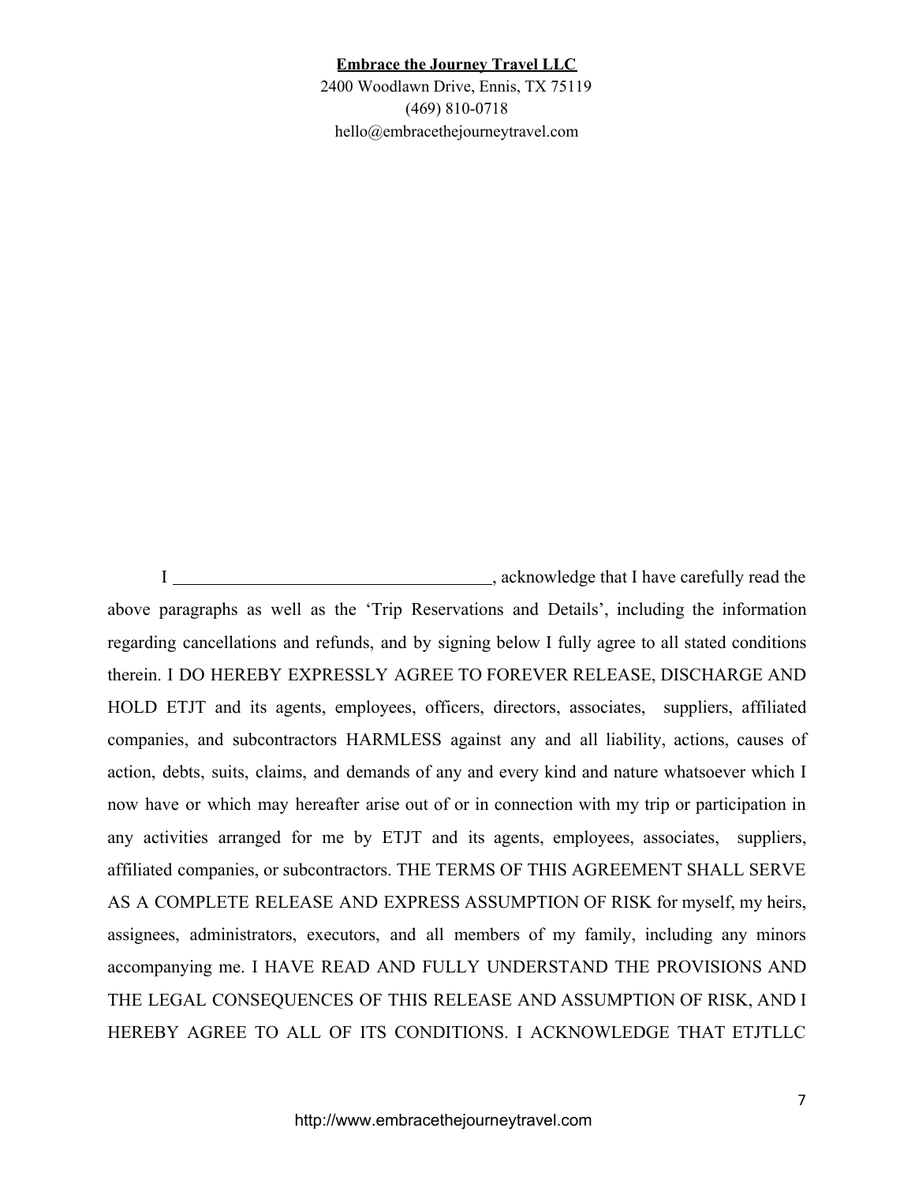**Embrace the Journey Travel LLC**
2400 Woodlawn Drive, Ennis, TX 75119
(469) 810-0718
hello@embracethejourneytravel.com

I ____________________________________, acknowledge that I have carefully read the above paragraphs as well as the 'Trip Reservations and Details', including the information regarding cancellations and refunds, and by signing below I fully agree to all stated conditions therein. I DO HEREBY EXPRESSLY AGREE TO FOREVER RELEASE, DISCHARGE AND HOLD ETJT and its agents, employees, officers, directors, associates, suppliers, affiliated companies, and subcontractors HARMLESS against any and all liability, actions, causes of action, debts, suits, claims, and demands of any and every kind and nature whatsoever which I now have or which may hereafter arise out of or in connection with my trip or participation in any activities arranged for me by ETJT and its agents, employees, associates, suppliers, affiliated companies, or subcontractors. THE TERMS OF THIS AGREEMENT SHALL SERVE AS A COMPLETE RELEASE AND EXPRESS ASSUMPTION OF RISK for myself, my heirs, assignees, administrators, executors, and all members of my family, including any minors accompanying me. I HAVE READ AND FULLY UNDERSTAND THE PROVISIONS AND THE LEGAL CONSEQUENCES OF THIS RELEASE AND ASSUMPTION OF RISK, AND I HEREBY AGREE TO ALL OF ITS CONDITIONS. I ACKNOWLEDGE THAT ETJTLLC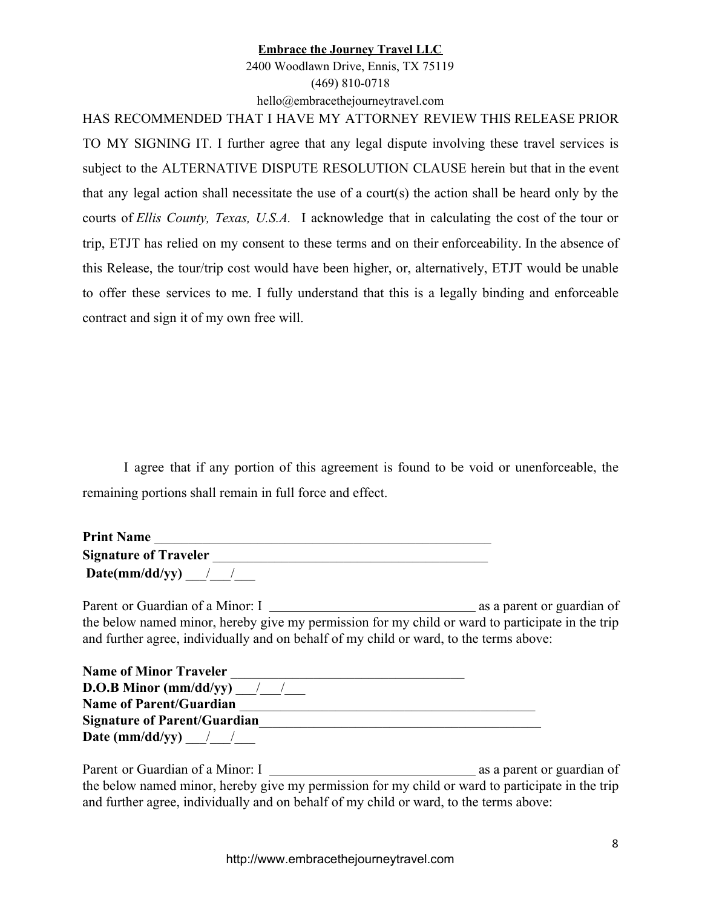HAS RECOMMENDED THAT I HAVE MY ATTORNEY REVIEW THIS RELEASE PRIOR TO MY SIGNING IT. I further agree that any legal dispute involving these travel services is subject to the ALTERNATIVE DISPUTE RESOLUTION CLAUSE herein but that in the event that any legal action shall necessitate the use of a court(s) the action shall be heard only by the courts of *Ellis County, Texas, U.S.A.* I acknowledge that in calculating the cost of the tour or trip, ETJT has relied on my consent to these terms and on their enforceability. In the absence of this Release, the tour/trip cost would have been higher, or, alternatively, ETJT would be unable to offer these services to me. I fully understand that this is a legally binding and enforceable contract and sign it of my own free will.

I agree that if any portion of this agreement is found to be void or unenforceable, the remaining portions shall remain in full force and effect.

**Print Name** _____________________________________________________

**Signature of Traveler** ___________________________________________

**Date(mm/dd/yy)** ___/___/___

Parent or Guardian of a Minor: I ______________________________ as a parent or guardian of the below named minor, hereby give my permission for my child or ward to participate in the trip and further agree, individually and on behalf of my child or ward, to the terms above:

**Name of Minor Traveler** __________________________________

**D.O.B Minor (mm/dd/yy)** ___/___/___

**Name of Parent/Guardian** _____________________________________________

**Signature of Parent/Guardian**_____________________________________________

**Date (mm/dd/yy)** ___/___/___

Parent or Guardian of a Minor: I ______________________________ as a parent or guardian of the below named minor, hereby give my permission for my child or ward to participate in the trip and further agree, individually and on behalf of my child or ward, to the terms above: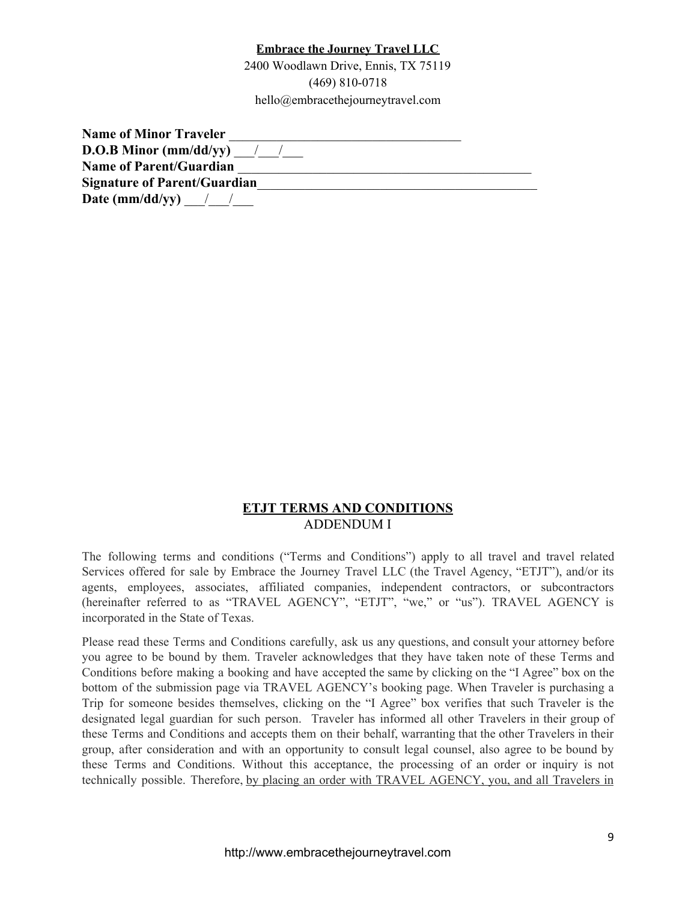**<u>Embrace the Journey Travel LLC</u>**

2400 Woodlawn Drive, Ennis, TX 75119

(469) 810-0718

hello@embracethejourneytravel.com

**Name of Minor Traveler** ___________________________________

**D.O.B Minor (mm/dd/yy)** ___/___/___

**Name of Parent/Guardian** _____________________________________________

**Signature of Parent/Guardian**___________________________________________

**Date (mm/dd/yy)** ___/___/___

## <u>ETJT TERMS AND CONDITIONS</u>

ADDENDUM I

The following terms and conditions ("Terms and Conditions") apply to all travel and travel related Services offered for sale by Embrace the Journey Travel LLC (the Travel Agency, "ETJT"), and/or its agents, employees, associates, affiliated companies, independent contractors, or subcontractors (hereinafter referred to as "TRAVEL AGENCY", "ETJT", "we," or "us"). TRAVEL AGENCY is incorporated in the State of Texas.

Please read these Terms and Conditions carefully, ask us any questions, and consult your attorney before you agree to be bound by them. Traveler acknowledges that they have taken note of these Terms and Conditions before making a booking and have accepted the same by clicking on the "I Agree" box on the bottom of the submission page via TRAVEL AGENCY's booking page. When Traveler is purchasing a Trip for someone besides themselves, clicking on the "I Agree" box verifies that such Traveler is the designated legal guardian for such person. Traveler has informed all other Travelers in their group of these Terms and Conditions and accepts them on their behalf, warranting that the other Travelers in their group, after consideration and with an opportunity to consult legal counsel, also agree to be bound by these Terms and Conditions. Without this acceptance, the processing of an order or inquiry is not technically possible. Therefore, <u>by placing an order with TRAVEL AGENCY, you, and all Travelers in</u>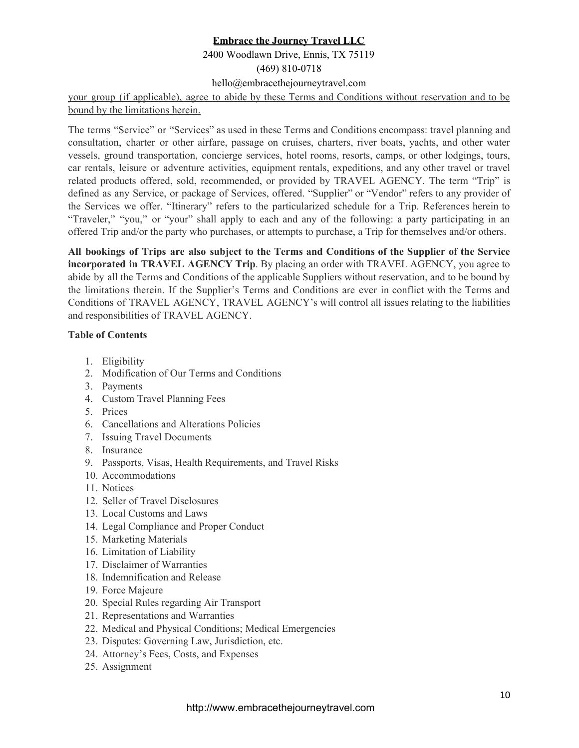your group (if applicable), agree to abide by these Terms and Conditions without reservation and to be bound by the limitations herein.

The terms "Service" or "Services" as used in these Terms and Conditions encompass: travel planning and consultation, charter or other airfare, passage on cruises, charters, river boats, yachts, and other water vessels, ground transportation, concierge services, hotel rooms, resorts, camps, or other lodgings, tours, car rentals, leisure or adventure activities, equipment rentals, expeditions, and any other travel or travel related products offered, sold, recommended, or provided by TRAVEL AGENCY. The term "Trip" is defined as any Service, or package of Services, offered. "Supplier" or "Vendor" refers to any provider of the Services we offer. "Itinerary" refers to the particularized schedule for a Trip. References herein to "Traveler," "you," or "your" shall apply to each and any of the following: a party participating in an offered Trip and/or the party who purchases, or attempts to purchase, a Trip for themselves and/or others.

**All bookings of Trips are also subject to the Terms and Conditions of the Supplier of the Service incorporated in TRAVEL AGENCY Trip**. By placing an order with TRAVEL AGENCY, you agree to abide by all the Terms and Conditions of the applicable Suppliers without reservation, and to be bound by the limitations therein. If the Supplier's Terms and Conditions are ever in conflict with the Terms and Conditions of TRAVEL AGENCY, TRAVEL AGENCY's will control all issues relating to the liabilities and responsibilities of TRAVEL AGENCY.

**Table of Contents**

1. Eligibility
2. Modification of Our Terms and Conditions
3. Payments
4. Custom Travel Planning Fees
5. Prices
6. Cancellations and Alterations Policies
7. Issuing Travel Documents
8. Insurance
9. Passports, Visas, Health Requirements, and Travel Risks
10. Accommodations
11. Notices
12. Seller of Travel Disclosures
13. Local Customs and Laws
14. Legal Compliance and Proper Conduct
15. Marketing Materials
16. Limitation of Liability
17. Disclaimer of Warranties
18. Indemnification and Release
19. Force Majeure
20. Special Rules regarding Air Transport
21. Representations and Warranties
22. Medical and Physical Conditions; Medical Emergencies
23. Disputes: Governing Law, Jurisdiction, etc.
24. Attorney's Fees, Costs, and Expenses
25. Assignment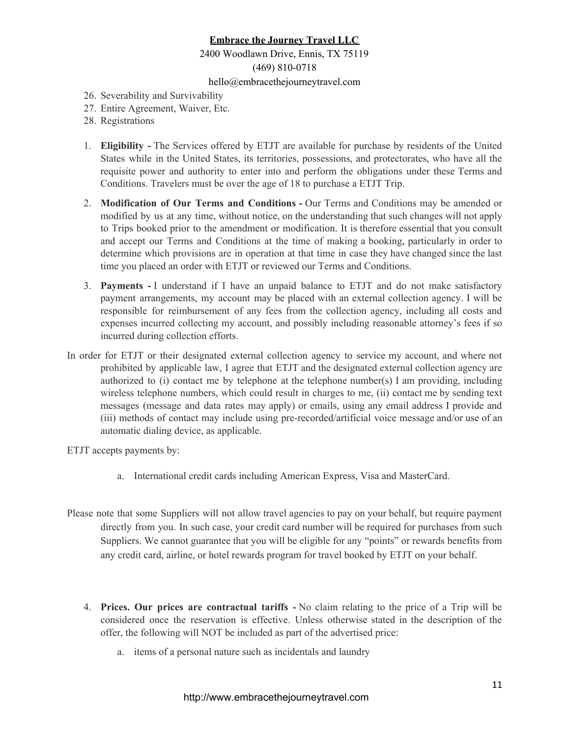26. Severability and Survivability
27. Entire Agreement, Waiver, Etc.
28. Registrations

1. **Eligibility -** The Services offered by ETJT are available for purchase by residents of the United States while in the United States, its territories, possessions, and protectorates, who have all the requisite power and authority to enter into and perform the obligations under these Terms and Conditions. Travelers must be over the age of 18 to purchase a ETJT Trip.

2. **Modification of Our Terms and Conditions -** Our Terms and Conditions may be amended or modified by us at any time, without notice, on the understanding that such changes will not apply to Trips booked prior to the amendment or modification. It is therefore essential that you consult and accept our Terms and Conditions at the time of making a booking, particularly in order to determine which provisions are in operation at that time in case they have changed since the last time you placed an order with ETJT or reviewed our Terms and Conditions.

3. **Payments -** I understand if I have an unpaid balance to ETJT and do not make satisfactory payment arrangements, my account may be placed with an external collection agency. I will be responsible for reimbursement of any fees from the collection agency, including all costs and expenses incurred collecting my account, and possibly including reasonable attorney's fees if so incurred during collection efforts.

In order for ETJT or their designated external collection agency to service my account, and where not prohibited by applicable law, I agree that ETJT and the designated external collection agency are authorized to (i) contact me by telephone at the telephone number(s) I am providing, including wireless telephone numbers, which could result in charges to me, (ii) contact me by sending text messages (message and data rates may apply) or emails, using any email address I provide and (iii) methods of contact may include using pre-recorded/artificial voice message and/or use of an automatic dialing device, as applicable.

ETJT accepts payments by:

a. International credit cards including American Express, Visa and MasterCard.

Please note that some Suppliers will not allow travel agencies to pay on your behalf, but require payment directly from you. In such case, your credit card number will be required for purchases from such Suppliers. We cannot guarantee that you will be eligible for any "points" or rewards benefits from any credit card, airline, or hotel rewards program for travel booked by ETJT on your behalf.

4. **Prices. Our prices are contractual tariffs -** No claim relating to the price of a Trip will be considered once the reservation is effective. Unless otherwise stated in the description of the offer, the following will NOT be included as part of the advertised price:

    a. items of a personal nature such as incidentals and laundry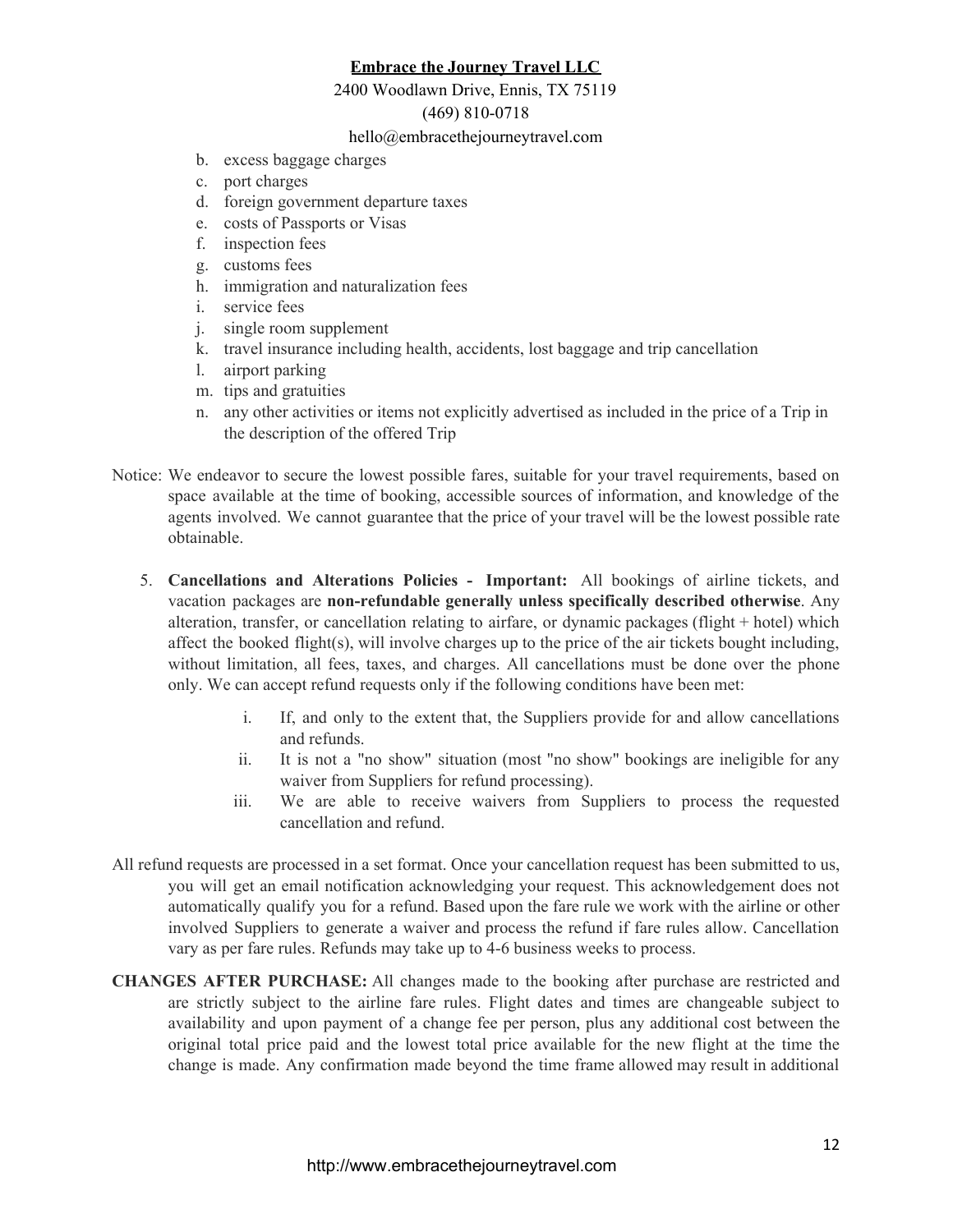b. excess baggage charges
c. port charges
d. foreign government departure taxes
e. costs of Passports or Visas
f. inspection fees
g. customs fees
h. immigration and naturalization fees
i. service fees
j. single room supplement
k. travel insurance including health, accidents, lost baggage and trip cancellation
l. airport parking
m. tips and gratuities
n. any other activities or items not explicitly advertised as included in the price of a Trip in the description of the offered Trip

Notice: We endeavor to secure the lowest possible fares, suitable for your travel requirements, based on space available at the time of booking, accessible sources of information, and knowledge of the agents involved. We cannot guarantee that the price of your travel will be the lowest possible rate obtainable.

5. **Cancellations and Alterations Policies - Important:** All bookings of airline tickets, and vacation packages are **non-refundable generally unless specifically described otherwise**. Any alteration, transfer, or cancellation relating to airfare, or dynamic packages (flight + hotel) which affect the booked flight(s), will involve charges up to the price of the air tickets bought including, without limitation, all fees, taxes, and charges. All cancellations must be done over the phone only. We can accept refund requests only if the following conditions have been met:

    i. If, and only to the extent that, the Suppliers provide for and allow cancellations and refunds.
    ii. It is not a "no show" situation (most "no show" bookings are ineligible for any waiver from Suppliers for refund processing).
    iii. We are able to receive waivers from Suppliers to process the requested cancellation and refund.

All refund requests are processed in a set format. Once your cancellation request has been submitted to us, you will get an email notification acknowledging your request. This acknowledgement does not automatically qualify you for a refund. Based upon the fare rule we work with the airline or other involved Suppliers to generate a waiver and process the refund if fare rules allow. Cancellation vary as per fare rules. Refunds may take up to 4-6 business weeks to process.

**CHANGES AFTER PURCHASE:** All changes made to the booking after purchase are restricted and are strictly subject to the airline fare rules. Flight dates and times are changeable subject to availability and upon payment of a change fee per person, plus any additional cost between the original total price paid and the lowest total price available for the new flight at the time the change is made. Any confirmation made beyond the time frame allowed may result in additional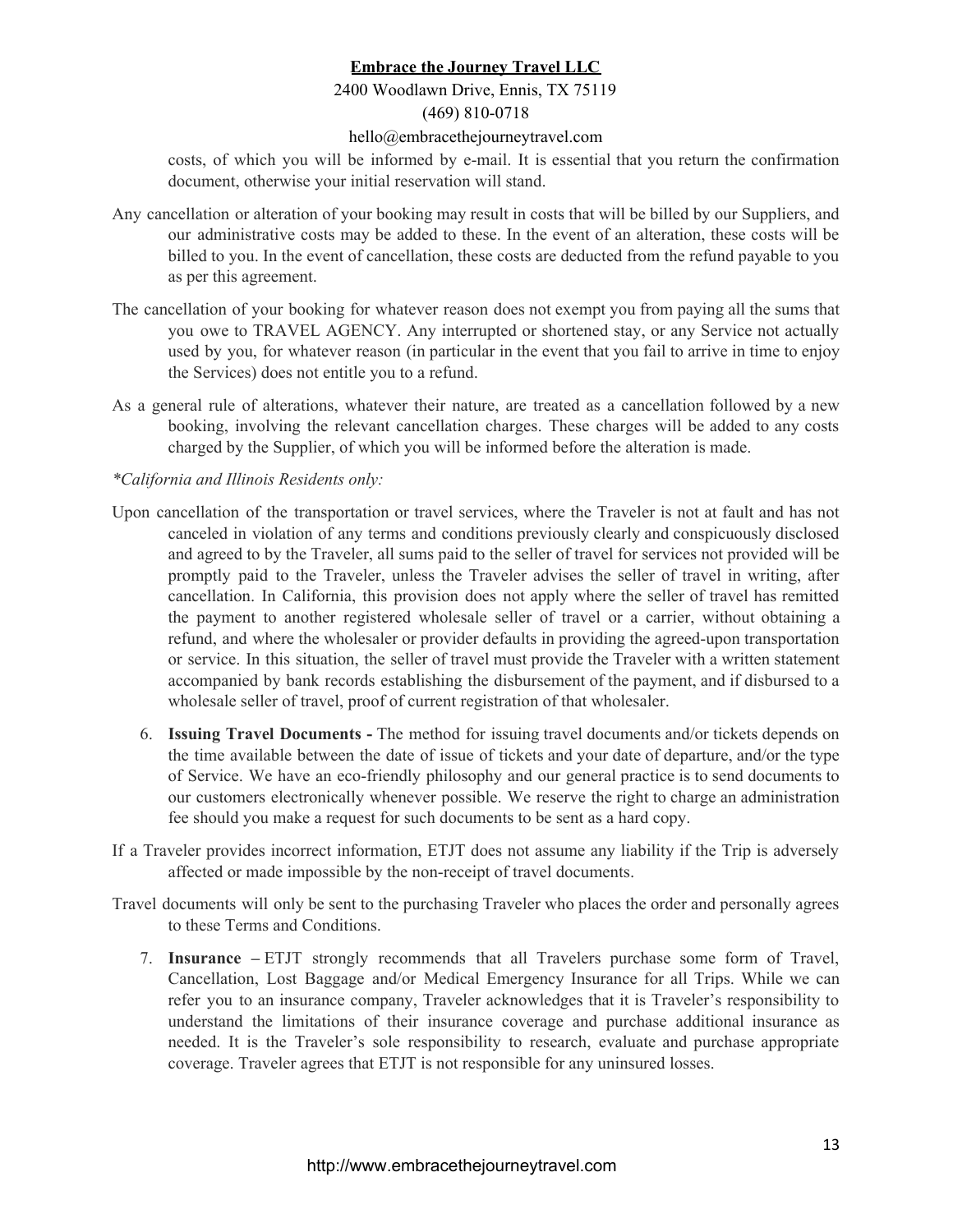costs, of which you will be informed by e-mail. It is essential that you return the confirmation document, otherwise your initial reservation will stand.

Any cancellation or alteration of your booking may result in costs that will be billed by our Suppliers, and our administrative costs may be added to these. In the event of an alteration, these costs will be billed to you. In the event of cancellation, these costs are deducted from the refund payable to you as per this agreement.

The cancellation of your booking for whatever reason does not exempt you from paying all the sums that you owe to TRAVEL AGENCY. Any interrupted or shortened stay, or any Service not actually used by you, for whatever reason (in particular in the event that you fail to arrive in time to enjoy the Services) does not entitle you to a refund.

As a general rule of alterations, whatever their nature, are treated as a cancellation followed by a new booking, involving the relevant cancellation charges. These charges will be added to any costs charged by the Supplier, of which you will be informed before the alteration is made.

*\*California and Illinois Residents only:*

Upon cancellation of the transportation or travel services, where the Traveler is not at fault and has not canceled in violation of any terms and conditions previously clearly and conspicuously disclosed and agreed to by the Traveler, all sums paid to the seller of travel for services not provided will be promptly paid to the Traveler, unless the Traveler advises the seller of travel in writing, after cancellation. In California, this provision does not apply where the seller of travel has remitted the payment to another registered wholesale seller of travel or a carrier, without obtaining a refund, and where the wholesaler or provider defaults in providing the agreed-upon transportation or service. In this situation, the seller of travel must provide the Traveler with a written statement accompanied by bank records establishing the disbursement of the payment, and if disbursed to a wholesale seller of travel, proof of current registration of that wholesaler.

6. **Issuing Travel Documents -** The method for issuing travel documents and/or tickets depends on the time available between the date of issue of tickets and your date of departure, and/or the type of Service. We have an eco-friendly philosophy and our general practice is to send documents to our customers electronically whenever possible. We reserve the right to charge an administration fee should you make a request for such documents to be sent as a hard copy.

If a Traveler provides incorrect information, ETJT does not assume any liability if the Trip is adversely affected or made impossible by the non-receipt of travel documents.

Travel documents will only be sent to the purchasing Traveler who places the order and personally agrees to these Terms and Conditions.

7. **Insurance –** ETJT strongly recommends that all Travelers purchase some form of Travel, Cancellation, Lost Baggage and/or Medical Emergency Insurance for all Trips. While we can refer you to an insurance company, Traveler acknowledges that it is Traveler's responsibility to understand the limitations of their insurance coverage and purchase additional insurance as needed. It is the Traveler's sole responsibility to research, evaluate and purchase appropriate coverage. Traveler agrees that ETJT is not responsible for any uninsured losses.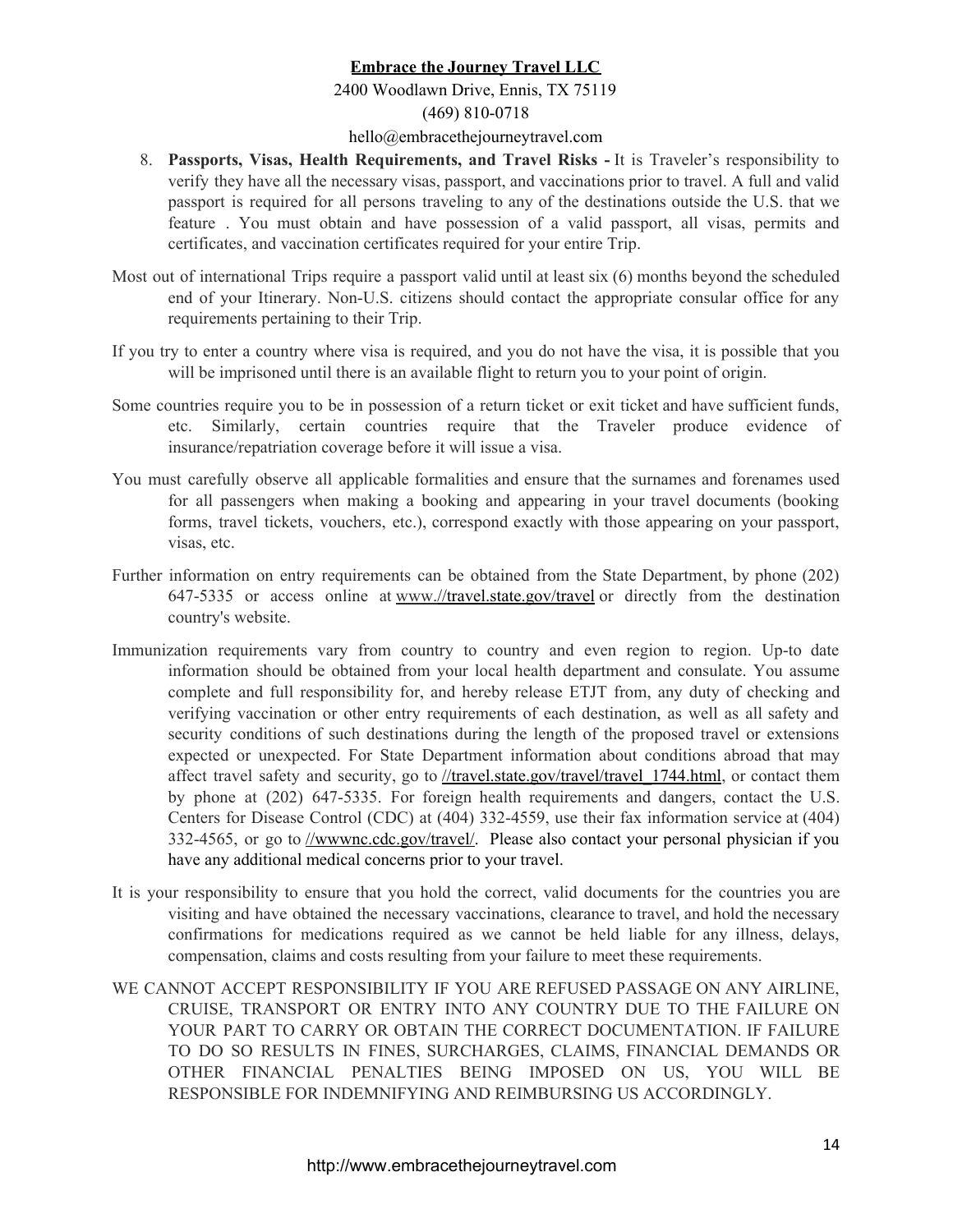8. **Passports, Visas, Health Requirements, and Travel Risks -** It is Traveler's responsibility to verify they have all the necessary visas, passport, and vaccinations prior to travel. A full and valid passport is required for all persons traveling to any of the destinations outside the U.S. that we feature . You must obtain and have possession of a valid passport, all visas, permits and certificates, and vaccination certificates required for your entire Trip.

Most out of international Trips require a passport valid until at least six (6) months beyond the scheduled end of your Itinerary. Non-U.S. citizens should contact the appropriate consular office for any requirements pertaining to their Trip.

If you try to enter a country where visa is required, and you do not have the visa, it is possible that you will be imprisoned until there is an available flight to return you to your point of origin.

Some countries require you to be in possession of a return ticket or exit ticket and have sufficient funds, etc. Similarly, certain countries require that the Traveler produce evidence of insurance/repatriation coverage before it will issue a visa.

You must carefully observe all applicable formalities and ensure that the surnames and forenames used for all passengers when making a booking and appearing in your travel documents (booking forms, travel tickets, vouchers, etc.), correspond exactly with those appearing on your passport, visas, etc.

Further information on entry requirements can be obtained from the State Department, by phone (202) 647-5335 or access online at www.//travel.state.gov/travel or directly from the destination country's website.

Immunization requirements vary from country to country and even region to region. Up-to date information should be obtained from your local health department and consulate. You assume complete and full responsibility for, and hereby release ETJT from, any duty of checking and verifying vaccination or other entry requirements of each destination, as well as all safety and security conditions of such destinations during the length of the proposed travel or extensions expected or unexpected. For State Department information about conditions abroad that may affect travel safety and security, go to //travel.state.gov/travel/travel_1744.html, or contact them by phone at (202) 647-5335. For foreign health requirements and dangers, contact the U.S. Centers for Disease Control (CDC) at (404) 332-4559, use their fax information service at (404) 332-4565, or go to //wwwnc.cdc.gov/travel/. Please also contact your personal physician if you have any additional medical concerns prior to your travel.

It is your responsibility to ensure that you hold the correct, valid documents for the countries you are visiting and have obtained the necessary vaccinations, clearance to travel, and hold the necessary confirmations for medications required as we cannot be held liable for any illness, delays, compensation, claims and costs resulting from your failure to meet these requirements.

WE CANNOT ACCEPT RESPONSIBILITY IF YOU ARE REFUSED PASSAGE ON ANY AIRLINE, CRUISE, TRANSPORT OR ENTRY INTO ANY COUNTRY DUE TO THE FAILURE ON YOUR PART TO CARRY OR OBTAIN THE CORRECT DOCUMENTATION. IF FAILURE TO DO SO RESULTS IN FINES, SURCHARGES, CLAIMS, FINANCIAL DEMANDS OR OTHER FINANCIAL PENALTIES BEING IMPOSED ON US, YOU WILL BE RESPONSIBLE FOR INDEMNIFYING AND REIMBURSING US ACCORDINGLY.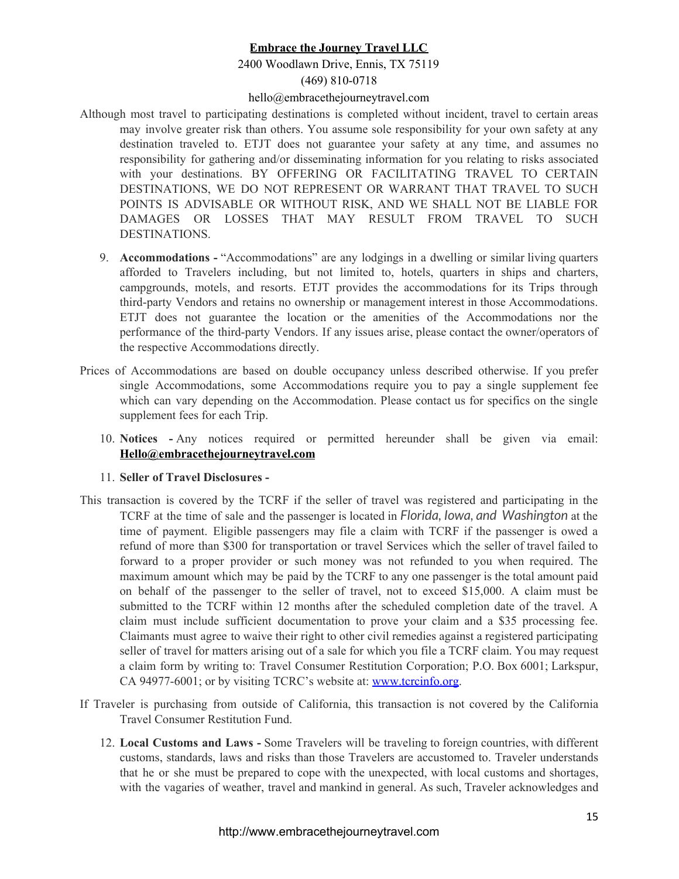Although most travel to participating destinations is completed without incident, travel to certain areas may involve greater risk than others. You assume sole responsibility for your own safety at any destination traveled to. ETJT does not guarantee your safety at any time, and assumes no responsibility for gathering and/or disseminating information for you relating to risks associated with your destinations. BY OFFERING OR FACILITATING TRAVEL TO CERTAIN DESTINATIONS, WE DO NOT REPRESENT OR WARRANT THAT TRAVEL TO SUCH POINTS IS ADVISABLE OR WITHOUT RISK, AND WE SHALL NOT BE LIABLE FOR DAMAGES OR LOSSES THAT MAY RESULT FROM TRAVEL TO SUCH DESTINATIONS.

9. **Accommodations -** "Accommodations" are any lodgings in a dwelling or similar living quarters afforded to Travelers including, but not limited to, hotels, quarters in ships and charters, campgrounds, motels, and resorts. ETJT provides the accommodations for its Trips through third-party Vendors and retains no ownership or management interest in those Accommodations. ETJT does not guarantee the location or the amenities of the Accommodations nor the performance of the third-party Vendors. If any issues arise, please contact the owner/operators of the respective Accommodations directly.

Prices of Accommodations are based on double occupancy unless described otherwise. If you prefer single Accommodations, some Accommodations require you to pay a single supplement fee which can vary depending on the Accommodation. Please contact us for specifics on the single supplement fees for each Trip.

10. **Notices -** Any notices required or permitted hereunder shall be given via email: **Hello@embracethejourneytravel.com**

11. **Seller of Travel Disclosures -**

This transaction is covered by the TCRF if the seller of travel was registered and participating in the TCRF at the time of sale and the passenger is located in *Florida, Iowa, and Washington* at the time of payment. Eligible passengers may file a claim with TCRF if the passenger is owed a refund of more than $300 for transportation or travel Services which the seller of travel failed to forward to a proper provider or such money was not refunded to you when required. The maximum amount which may be paid by the TCRF to any one passenger is the total amount paid on behalf of the passenger to the seller of travel, not to exceed $15,000. A claim must be submitted to the TCRF within 12 months after the scheduled completion date of the travel. A claim must include sufficient documentation to prove your claim and a $35 processing fee. Claimants must agree to waive their right to other civil remedies against a registered participating seller of travel for matters arising out of a sale for which you file a TCRF claim. You may request a claim form by writing to: Travel Consumer Restitution Corporation; P.O. Box 6001; Larkspur, CA 94977-6001; or by visiting TCRC's website at: www.tcrcinfo.org.

If Traveler is purchasing from outside of California, this transaction is not covered by the California Travel Consumer Restitution Fund.

12. **Local Customs and Laws -** Some Travelers will be traveling to foreign countries, with different customs, standards, laws and risks than those Travelers are accustomed to. Traveler understands that he or she must be prepared to cope with the unexpected, with local customs and shortages, with the vagaries of weather, travel and mankind in general. As such, Traveler acknowledges and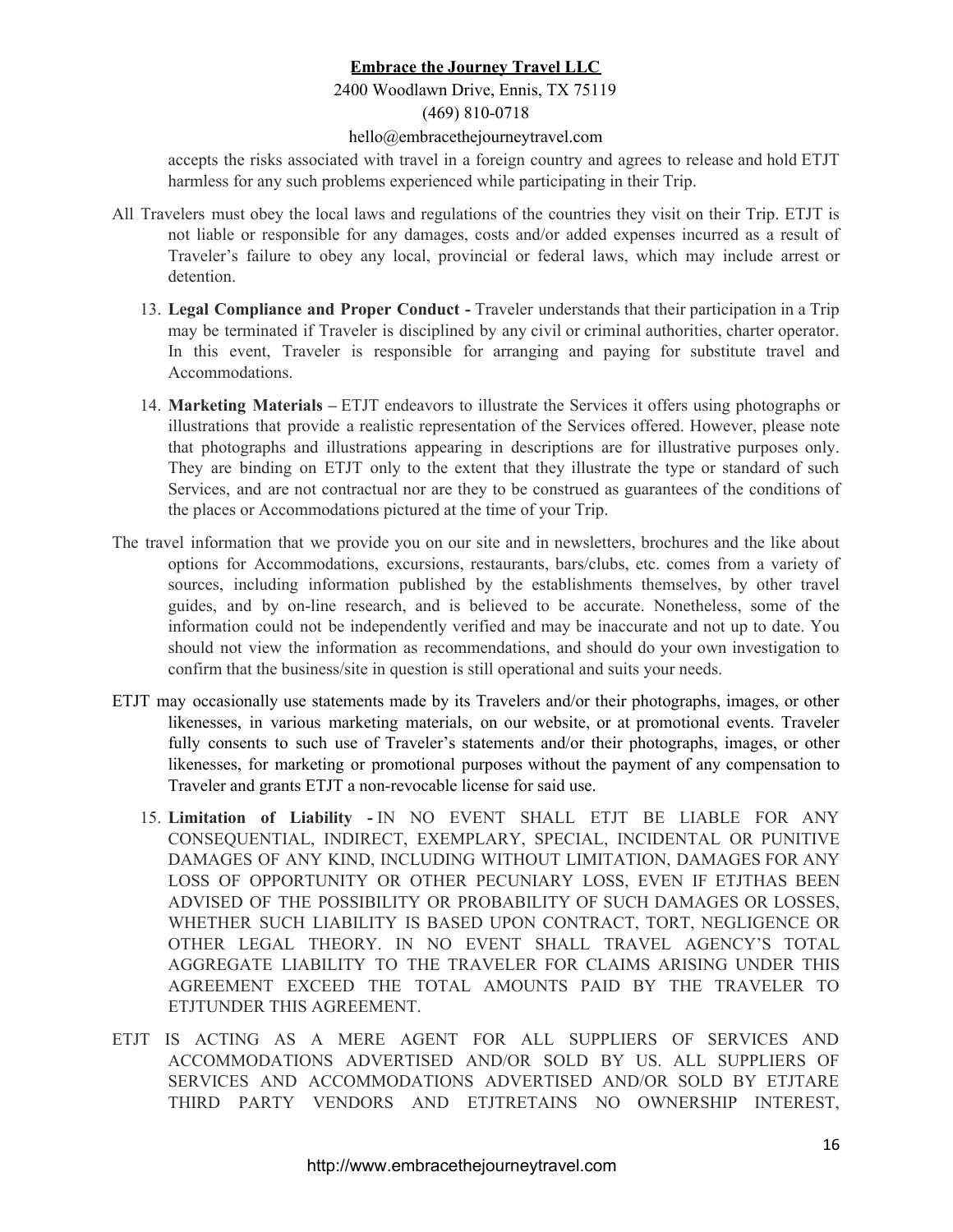accepts the risks associated with travel in a foreign country and agrees to release and hold ETJT harmless for any such problems experienced while participating in their Trip.

All Travelers must obey the local laws and regulations of the countries they visit on their Trip. ETJT is not liable or responsible for any damages, costs and/or added expenses incurred as a result of Traveler's failure to obey any local, provincial or federal laws, which may include arrest or detention.

13. **Legal Compliance and Proper Conduct -** Traveler understands that their participation in a Trip may be terminated if Traveler is disciplined by any civil or criminal authorities, charter operator. In this event, Traveler is responsible for arranging and paying for substitute travel and Accommodations.

14. **Marketing Materials –** ETJT endeavors to illustrate the Services it offers using photographs or illustrations that provide a realistic representation of the Services offered. However, please note that photographs and illustrations appearing in descriptions are for illustrative purposes only. They are binding on ETJT only to the extent that they illustrate the type or standard of such Services, and are not contractual nor are they to be construed as guarantees of the conditions of the places or Accommodations pictured at the time of your Trip.

The travel information that we provide you on our site and in newsletters, brochures and the like about options for Accommodations, excursions, restaurants, bars/clubs, etc. comes from a variety of sources, including information published by the establishments themselves, by other travel guides, and by on-line research, and is believed to be accurate. Nonetheless, some of the information could not be independently verified and may be inaccurate and not up to date. You should not view the information as recommendations, and should do your own investigation to confirm that the business/site in question is still operational and suits your needs.

ETJT may occasionally use statements made by its Travelers and/or their photographs, images, or other likenesses, in various marketing materials, on our website, or at promotional events. Traveler fully consents to such use of Traveler's statements and/or their photographs, images, or other likenesses, for marketing or promotional purposes without the payment of any compensation to Traveler and grants ETJT a non-revocable license for said use.

15. **Limitation of Liability -** IN NO EVENT SHALL ETJT BE LIABLE FOR ANY CONSEQUENTIAL, INDIRECT, EXEMPLARY, SPECIAL, INCIDENTAL OR PUNITIVE DAMAGES OF ANY KIND, INCLUDING WITHOUT LIMITATION, DAMAGES FOR ANY LOSS OF OPPORTUNITY OR OTHER PECUNIARY LOSS, EVEN IF ETJTHAS BEEN ADVISED OF THE POSSIBILITY OR PROBABILITY OF SUCH DAMAGES OR LOSSES, WHETHER SUCH LIABILITY IS BASED UPON CONTRACT, TORT, NEGLIGENCE OR OTHER LEGAL THEORY. IN NO EVENT SHALL TRAVEL AGENCY'S TOTAL AGGREGATE LIABILITY TO THE TRAVELER FOR CLAIMS ARISING UNDER THIS AGREEMENT EXCEED THE TOTAL AMOUNTS PAID BY THE TRAVELER TO ETJTUNDER THIS AGREEMENT.

ETJT IS ACTING AS A MERE AGENT FOR ALL SUPPLIERS OF SERVICES AND ACCOMMODATIONS ADVERTISED AND/OR SOLD BY US. ALL SUPPLIERS OF SERVICES AND ACCOMMODATIONS ADVERTISED AND/OR SOLD BY ETJTARE THIRD PARTY VENDORS AND ETJTRETAINS NO OWNERSHIP INTEREST,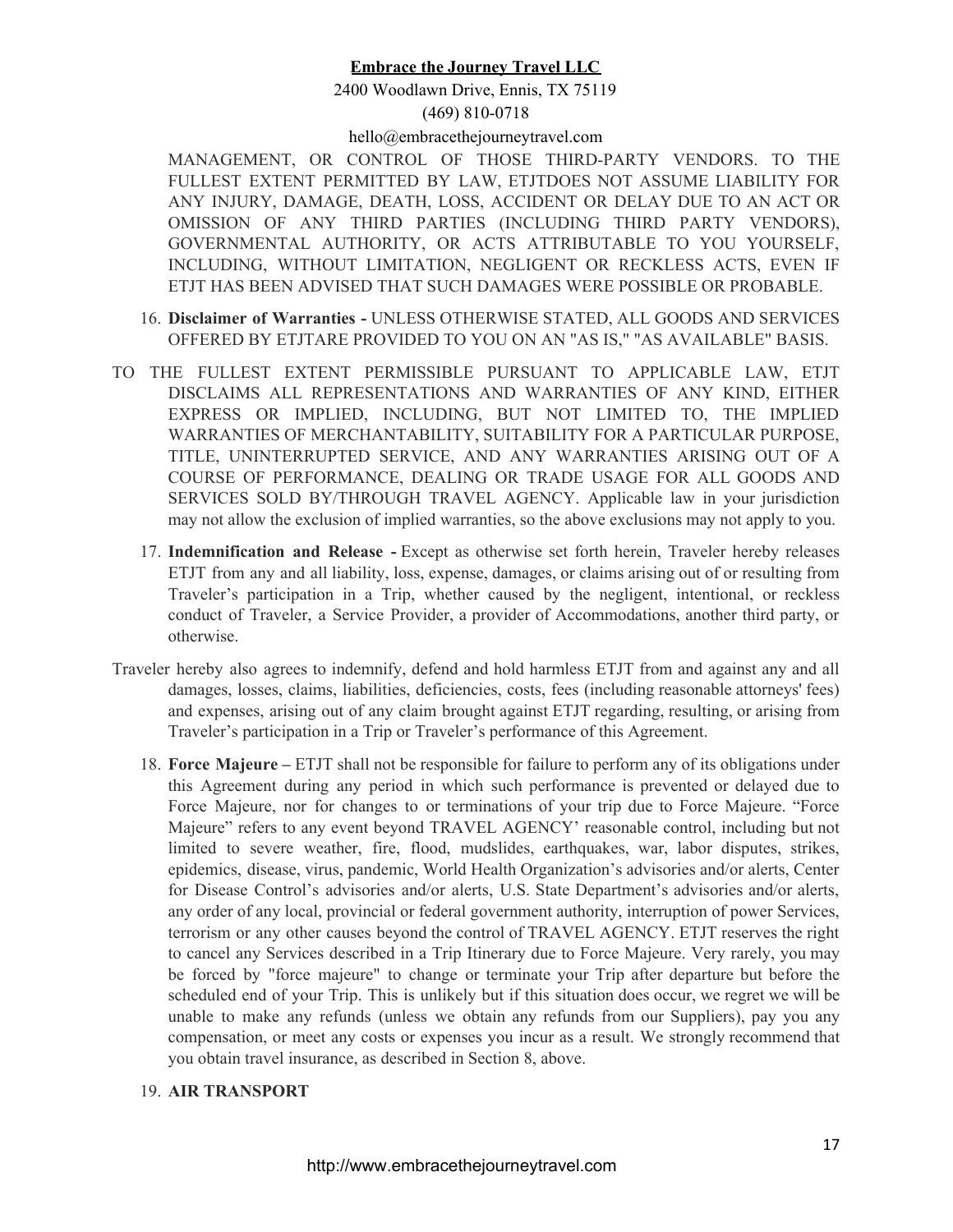MANAGEMENT, OR CONTROL OF THOSE THIRD-PARTY VENDORS. TO THE FULLEST EXTENT PERMITTED BY LAW, ETJTDOES NOT ASSUME LIABILITY FOR ANY INJURY, DAMAGE, DEATH, LOSS, ACCIDENT OR DELAY DUE TO AN ACT OR OMISSION OF ANY THIRD PARTIES (INCLUDING THIRD PARTY VENDORS), GOVERNMENTAL AUTHORITY, OR ACTS ATTRIBUTABLE TO YOU YOURSELF, INCLUDING, WITHOUT LIMITATION, NEGLIGENT OR RECKLESS ACTS, EVEN IF ETJT HAS BEEN ADVISED THAT SUCH DAMAGES WERE POSSIBLE OR PROBABLE.

16. **Disclaimer of Warranties -** UNLESS OTHERWISE STATED, ALL GOODS AND SERVICES OFFERED BY ETJTARE PROVIDED TO YOU ON AN "AS IS," "AS AVAILABLE" BASIS.

TO THE FULLEST EXTENT PERMISSIBLE PURSUANT TO APPLICABLE LAW, ETJT DISCLAIMS ALL REPRESENTATIONS AND WARRANTIES OF ANY KIND, EITHER EXPRESS OR IMPLIED, INCLUDING, BUT NOT LIMITED TO, THE IMPLIED WARRANTIES OF MERCHANTABILITY, SUITABILITY FOR A PARTICULAR PURPOSE, TITLE, UNINTERRUPTED SERVICE, AND ANY WARRANTIES ARISING OUT OF A COURSE OF PERFORMANCE, DEALING OR TRADE USAGE FOR ALL GOODS AND SERVICES SOLD BY/THROUGH TRAVEL AGENCY. Applicable law in your jurisdiction may not allow the exclusion of implied warranties, so the above exclusions may not apply to you.

17. **Indemnification and Release -** Except as otherwise set forth herein, Traveler hereby releases ETJT from any and all liability, loss, expense, damages, or claims arising out of or resulting from Traveler's participation in a Trip, whether caused by the negligent, intentional, or reckless conduct of Traveler, a Service Provider, a provider of Accommodations, another third party, or otherwise.

Traveler hereby also agrees to indemnify, defend and hold harmless ETJT from and against any and all damages, losses, claims, liabilities, deficiencies, costs, fees (including reasonable attorneys' fees) and expenses, arising out of any claim brought against ETJT regarding, resulting, or arising from Traveler's participation in a Trip or Traveler's performance of this Agreement.

18. **Force Majeure –** ETJT shall not be responsible for failure to perform any of its obligations under this Agreement during any period in which such performance is prevented or delayed due to Force Majeure, nor for changes to or terminations of your trip due to Force Majeure. "Force Majeure" refers to any event beyond TRAVEL AGENCY' reasonable control, including but not limited to severe weather, fire, flood, mudslides, earthquakes, war, labor disputes, strikes, epidemics, disease, virus, pandemic, World Health Organization's advisories and/or alerts, Center for Disease Control's advisories and/or alerts, U.S. State Department's advisories and/or alerts, any order of any local, provincial or federal government authority, interruption of power Services, terrorism or any other causes beyond the control of TRAVEL AGENCY. ETJT reserves the right to cancel any Services described in a Trip Itinerary due to Force Majeure. Very rarely, you may be forced by "force majeure" to change or terminate your Trip after departure but before the scheduled end of your Trip. This is unlikely but if this situation does occur, we regret we will be unable to make any refunds (unless we obtain any refunds from our Suppliers), pay you any compensation, or meet any costs or expenses you incur as a result. We strongly recommend that you obtain travel insurance, as described in Section 8, above.

19. **AIR TRANSPORT**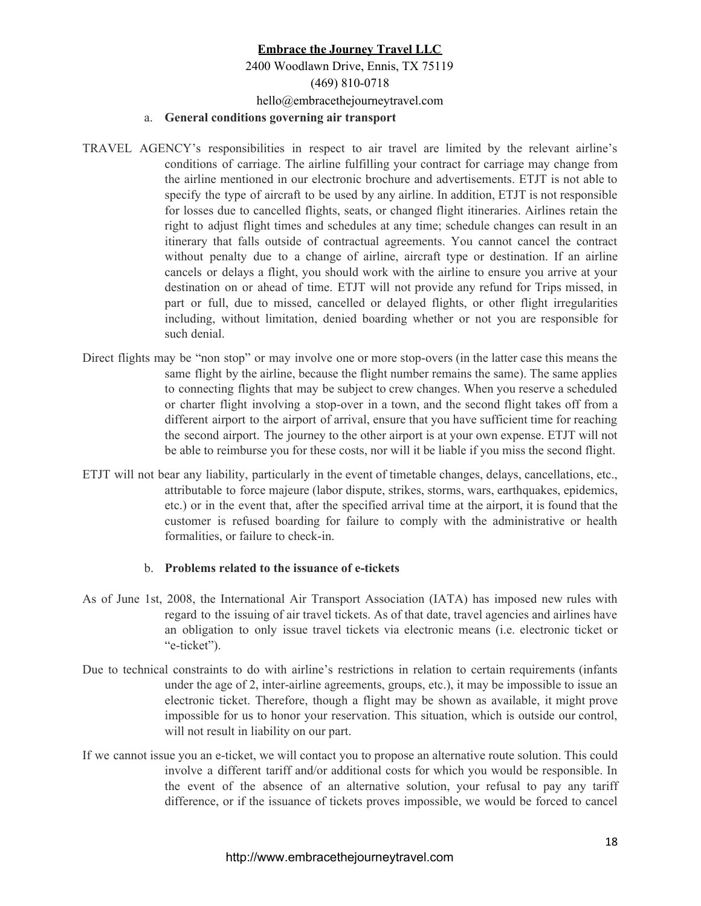a. **General conditions governing air transport**

TRAVEL AGENCY's responsibilities in respect to air travel are limited by the relevant airline's conditions of carriage. The airline fulfilling your contract for carriage may change from the airline mentioned in our electronic brochure and advertisements. ETJT is not able to specify the type of aircraft to be used by any airline. In addition, ETJT is not responsible for losses due to cancelled flights, seats, or changed flight itineraries. Airlines retain the right to adjust flight times and schedules at any time; schedule changes can result in an itinerary that falls outside of contractual agreements. You cannot cancel the contract without penalty due to a change of airline, aircraft type or destination. If an airline cancels or delays a flight, you should work with the airline to ensure you arrive at your destination on or ahead of time. ETJT will not provide any refund for Trips missed, in part or full, due to missed, cancelled or delayed flights, or other flight irregularities including, without limitation, denied boarding whether or not you are responsible for such denial.

Direct flights may be "non stop" or may involve one or more stop-overs (in the latter case this means the same flight by the airline, because the flight number remains the same). The same applies to connecting flights that may be subject to crew changes. When you reserve a scheduled or charter flight involving a stop-over in a town, and the second flight takes off from a different airport to the airport of arrival, ensure that you have sufficient time for reaching the second airport. The journey to the other airport is at your own expense. ETJT will not be able to reimburse you for these costs, nor will it be liable if you miss the second flight.

ETJT will not bear any liability, particularly in the event of timetable changes, delays, cancellations, etc., attributable to force majeure (labor dispute, strikes, storms, wars, earthquakes, epidemics, etc.) or in the event that, after the specified arrival time at the airport, it is found that the customer is refused boarding for failure to comply with the administrative or health formalities, or failure to check-in.

b. **Problems related to the issuance of e-tickets**

As of June 1st, 2008, the International Air Transport Association (IATA) has imposed new rules with regard to the issuing of air travel tickets. As of that date, travel agencies and airlines have an obligation to only issue travel tickets via electronic means (i.e. electronic ticket or "e-ticket").

Due to technical constraints to do with airline's restrictions in relation to certain requirements (infants under the age of 2, inter-airline agreements, groups, etc.), it may be impossible to issue an electronic ticket. Therefore, though a flight may be shown as available, it might prove impossible for us to honor your reservation. This situation, which is outside our control, will not result in liability on our part.

If we cannot issue you an e-ticket, we will contact you to propose an alternative route solution. This could involve a different tariff and/or additional costs for which you would be responsible. In the event of the absence of an alternative solution, your refusal to pay any tariff difference, or if the issuance of tickets proves impossible, we would be forced to cancel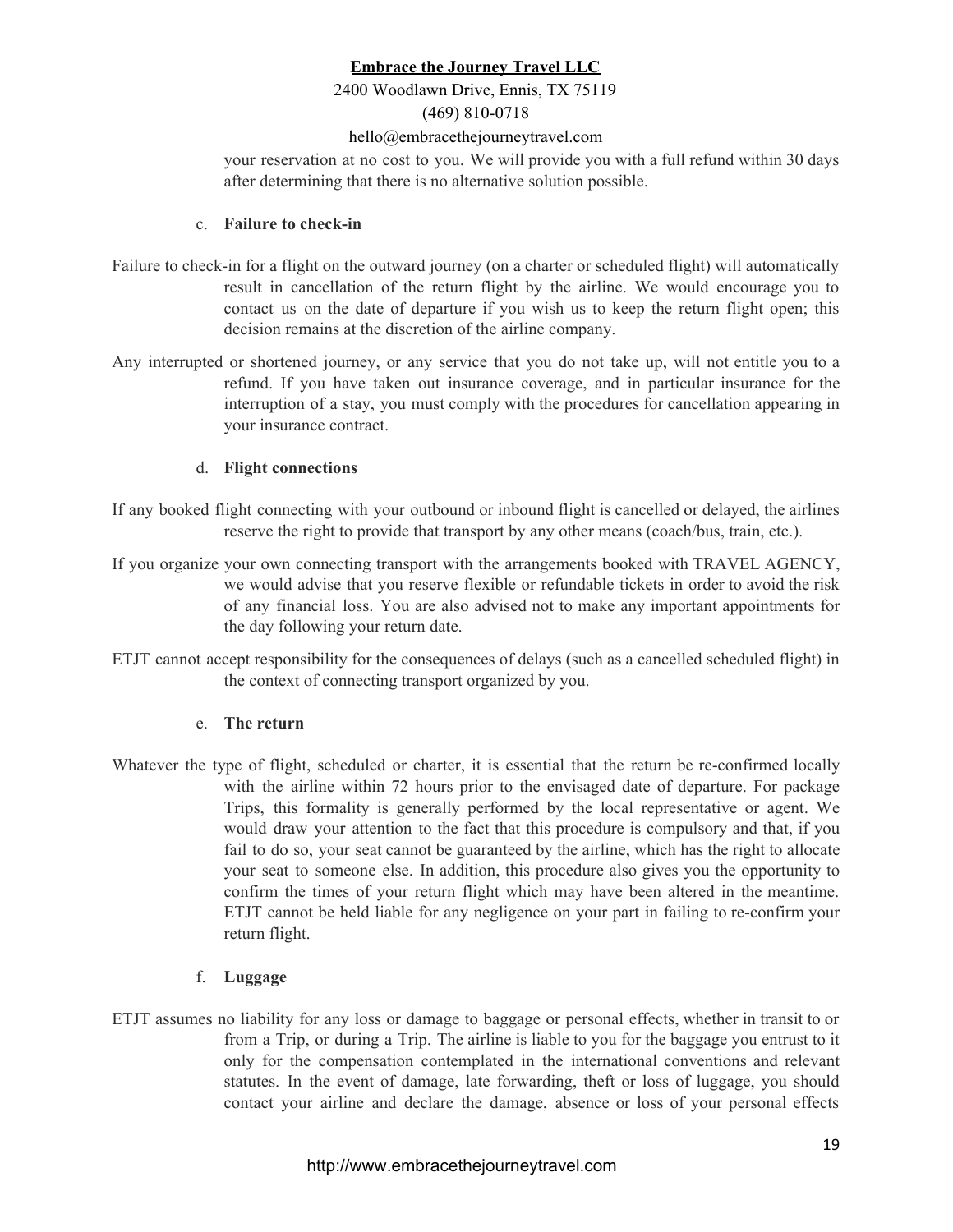your reservation at no cost to you. We will provide you with a full refund within 30 days after determining that there is no alternative solution possible.

c. **Failure to check-in**

Failure to check-in for a flight on the outward journey (on a charter or scheduled flight) will automatically result in cancellation of the return flight by the airline. We would encourage you to contact us on the date of departure if you wish us to keep the return flight open; this decision remains at the discretion of the airline company.

Any interrupted or shortened journey, or any service that you do not take up, will not entitle you to a refund. If you have taken out insurance coverage, and in particular insurance for the interruption of a stay, you must comply with the procedures for cancellation appearing in your insurance contract.

d. **Flight connections**

If any booked flight connecting with your outbound or inbound flight is cancelled or delayed, the airlines reserve the right to provide that transport by any other means (coach/bus, train, etc.).

If you organize your own connecting transport with the arrangements booked with TRAVEL AGENCY, we would advise that you reserve flexible or refundable tickets in order to avoid the risk of any financial loss. You are also advised not to make any important appointments for the day following your return date.

ETJT cannot accept responsibility for the consequences of delays (such as a cancelled scheduled flight) in the context of connecting transport organized by you.

e. **The return**

Whatever the type of flight, scheduled or charter, it is essential that the return be re-confirmed locally with the airline within 72 hours prior to the envisaged date of departure. For package Trips, this formality is generally performed by the local representative or agent. We would draw your attention to the fact that this procedure is compulsory and that, if you fail to do so, your seat cannot be guaranteed by the airline, which has the right to allocate your seat to someone else. In addition, this procedure also gives you the opportunity to confirm the times of your return flight which may have been altered in the meantime. ETJT cannot be held liable for any negligence on your part in failing to re-confirm your return flight.

f. **Luggage**

ETJT assumes no liability for any loss or damage to baggage or personal effects, whether in transit to or from a Trip, or during a Trip. The airline is liable to you for the baggage you entrust to it only for the compensation contemplated in the international conventions and relevant statutes. In the event of damage, late forwarding, theft or loss of luggage, you should contact your airline and declare the damage, absence or loss of your personal effects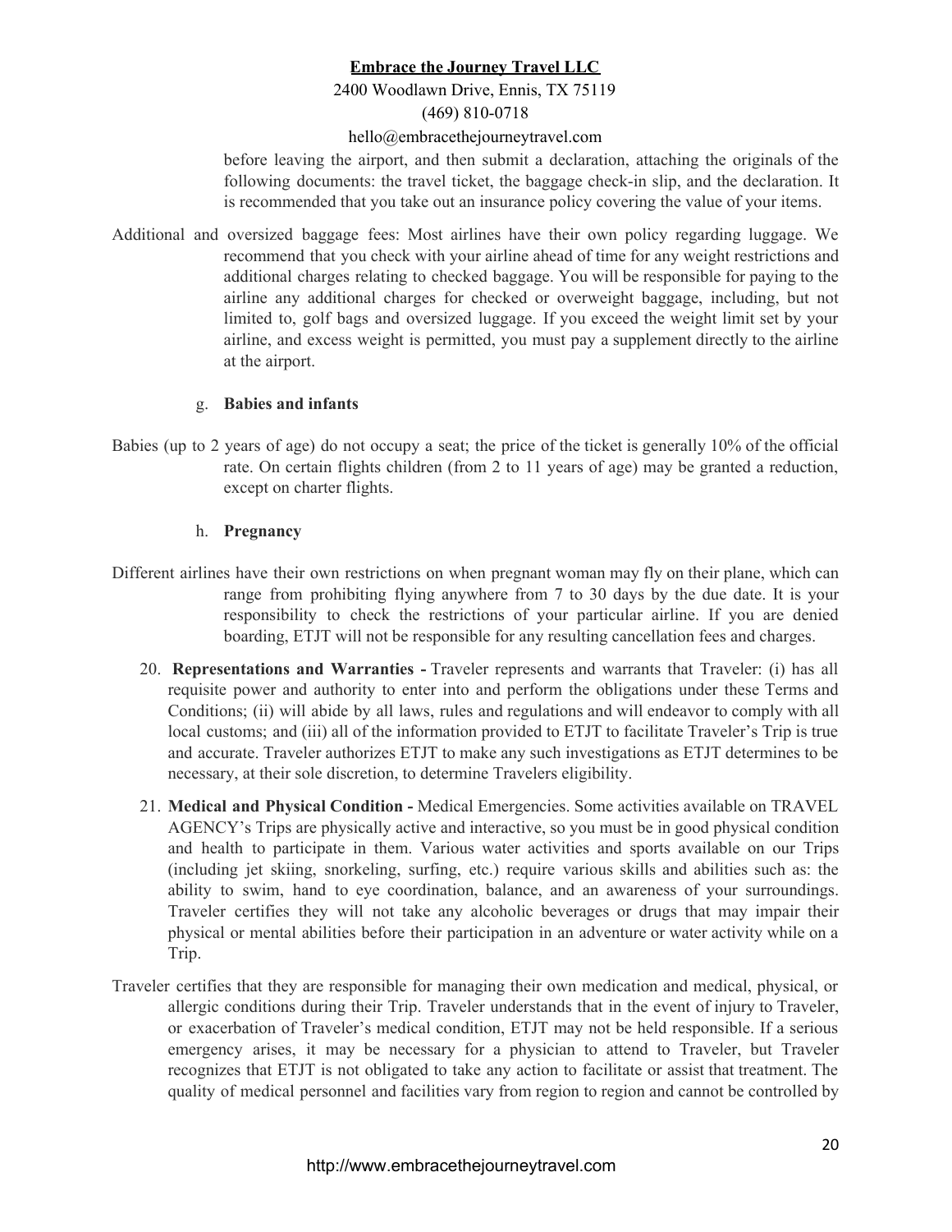before leaving the airport, and then submit a declaration, attaching the originals of the following documents: the travel ticket, the baggage check-in slip, and the declaration. It is recommended that you take out an insurance policy covering the value of your items.

Additional and oversized baggage fees: Most airlines have their own policy regarding luggage. We recommend that you check with your airline ahead of time for any weight restrictions and additional charges relating to checked baggage. You will be responsible for paying to the airline any additional charges for checked or overweight baggage, including, but not limited to, golf bags and oversized luggage. If you exceed the weight limit set by your airline, and excess weight is permitted, you must pay a supplement directly to the airline at the airport.

g. **Babies and infants**

Babies (up to 2 years of age) do not occupy a seat; the price of the ticket is generally 10% of the official rate. On certain flights children (from 2 to 11 years of age) may be granted a reduction, except on charter flights.

h. **Pregnancy**

Different airlines have their own restrictions on when pregnant woman may fly on their plane, which can range from prohibiting flying anywhere from 7 to 30 days by the due date. It is your responsibility to check the restrictions of your particular airline. If you are denied boarding, ETJT will not be responsible for any resulting cancellation fees and charges.

20. **Representations and Warranties -** Traveler represents and warrants that Traveler: (i) has all requisite power and authority to enter into and perform the obligations under these Terms and Conditions; (ii) will abide by all laws, rules and regulations and will endeavor to comply with all local customs; and (iii) all of the information provided to ETJT to facilitate Traveler's Trip is true and accurate. Traveler authorizes ETJT to make any such investigations as ETJT determines to be necessary, at their sole discretion, to determine Travelers eligibility.

21. **Medical and Physical Condition -** Medical Emergencies. Some activities available on TRAVEL AGENCY's Trips are physically active and interactive, so you must be in good physical condition and health to participate in them. Various water activities and sports available on our Trips (including jet skiing, snorkeling, surfing, etc.) require various skills and abilities such as: the ability to swim, hand to eye coordination, balance, and an awareness of your surroundings. Traveler certifies they will not take any alcoholic beverages or drugs that may impair their physical or mental abilities before their participation in an adventure or water activity while on a Trip.

Traveler certifies that they are responsible for managing their own medication and medical, physical, or allergic conditions during their Trip. Traveler understands that in the event of injury to Traveler, or exacerbation of Traveler's medical condition, ETJT may not be held responsible. If a serious emergency arises, it may be necessary for a physician to attend to Traveler, but Traveler recognizes that ETJT is not obligated to take any action to facilitate or assist that treatment. The quality of medical personnel and facilities vary from region to region and cannot be controlled by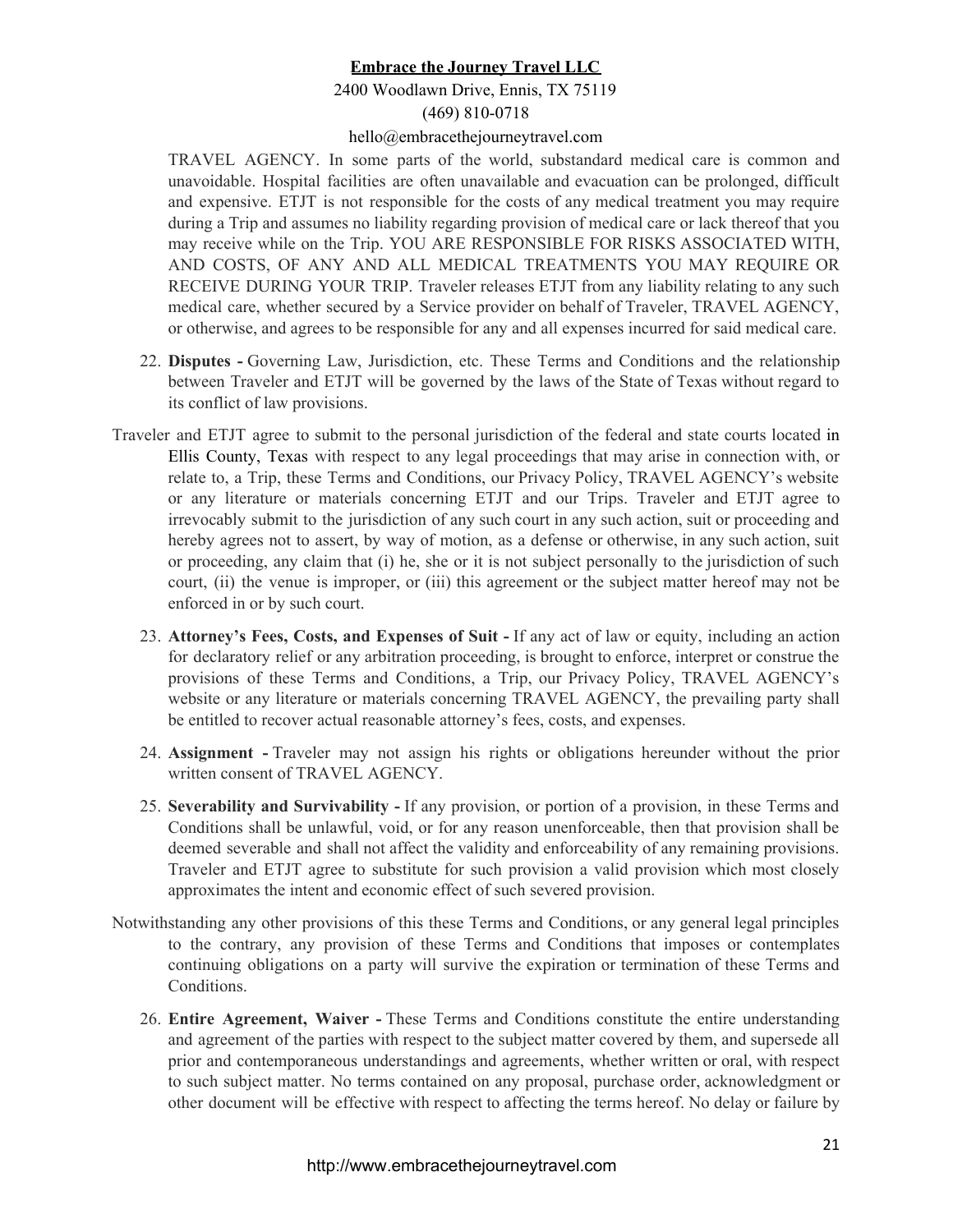TRAVEL AGENCY. In some parts of the world, substandard medical care is common and unavoidable. Hospital facilities are often unavailable and evacuation can be prolonged, difficult and expensive. ETJT is not responsible for the costs of any medical treatment you may require during a Trip and assumes no liability regarding provision of medical care or lack thereof that you may receive while on the Trip. YOU ARE RESPONSIBLE FOR RISKS ASSOCIATED WITH, AND COSTS, OF ANY AND ALL MEDICAL TREATMENTS YOU MAY REQUIRE OR RECEIVE DURING YOUR TRIP. Traveler releases ETJT from any liability relating to any such medical care, whether secured by a Service provider on behalf of Traveler, TRAVEL AGENCY, or otherwise, and agrees to be responsible for any and all expenses incurred for said medical care.

22. **Disputes -** Governing Law, Jurisdiction, etc. These Terms and Conditions and the relationship between Traveler and ETJT will be governed by the laws of the State of Texas without regard to its conflict of law provisions.

Traveler and ETJT agree to submit to the personal jurisdiction of the federal and state courts located in Ellis County, Texas with respect to any legal proceedings that may arise in connection with, or relate to, a Trip, these Terms and Conditions, our Privacy Policy, TRAVEL AGENCY's website or any literature or materials concerning ETJT and our Trips. Traveler and ETJT agree to irrevocably submit to the jurisdiction of any such court in any such action, suit or proceeding and hereby agrees not to assert, by way of motion, as a defense or otherwise, in any such action, suit or proceeding, any claim that (i) he, she or it is not subject personally to the jurisdiction of such court, (ii) the venue is improper, or (iii) this agreement or the subject matter hereof may not be enforced in or by such court.

23. **Attorney's Fees, Costs, and Expenses of Suit -** If any act of law or equity, including an action for declaratory relief or any arbitration proceeding, is brought to enforce, interpret or construe the provisions of these Terms and Conditions, a Trip, our Privacy Policy, TRAVEL AGENCY's website or any literature or materials concerning TRAVEL AGENCY, the prevailing party shall be entitled to recover actual reasonable attorney's fees, costs, and expenses.

24. **Assignment -** Traveler may not assign his rights or obligations hereunder without the prior written consent of TRAVEL AGENCY.

25. **Severability and Survivability -** If any provision, or portion of a provision, in these Terms and Conditions shall be unlawful, void, or for any reason unenforceable, then that provision shall be deemed severable and shall not affect the validity and enforceability of any remaining provisions. Traveler and ETJT agree to substitute for such provision a valid provision which most closely approximates the intent and economic effect of such severed provision.

Notwithstanding any other provisions of this these Terms and Conditions, or any general legal principles to the contrary, any provision of these Terms and Conditions that imposes or contemplates continuing obligations on a party will survive the expiration or termination of these Terms and Conditions.

26. **Entire Agreement, Waiver -** These Terms and Conditions constitute the entire understanding and agreement of the parties with respect to the subject matter covered by them, and supersede all prior and contemporaneous understandings and agreements, whether written or oral, with respect to such subject matter. No terms contained on any proposal, purchase order, acknowledgment or other document will be effective with respect to affecting the terms hereof. No delay or failure by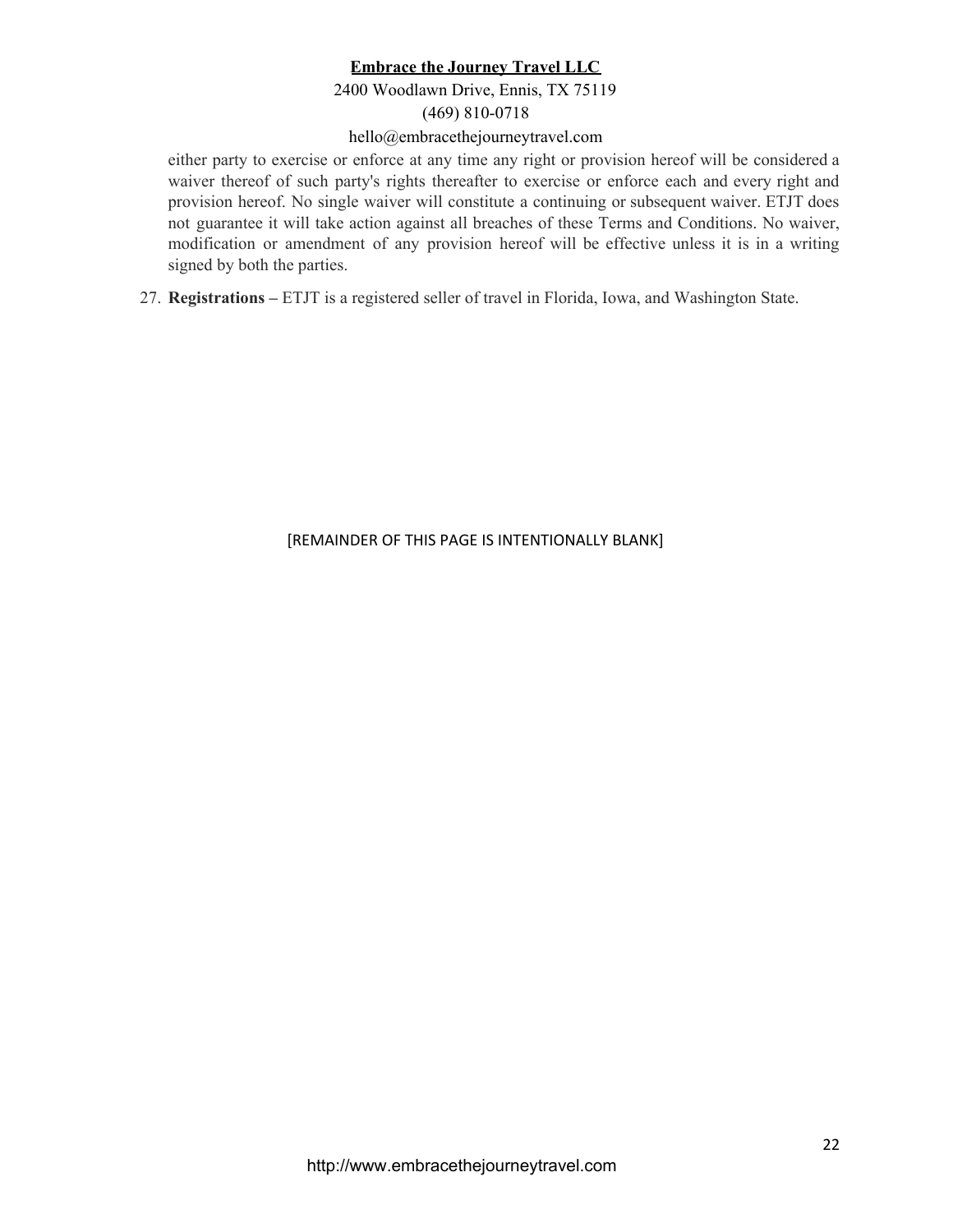either party to exercise or enforce at any time any right or provision hereof will be considered a waiver thereof of such party's rights thereafter to exercise or enforce each and every right and provision hereof. No single waiver will constitute a continuing or subsequent waiver. ETJT does not guarantee it will take action against all breaches of these Terms and Conditions. No waiver, modification or amendment of any provision hereof will be effective unless it is in a writing signed by both the parties.

27. **Registrations –** ETJT is a registered seller of travel in Florida, Iowa, and Washington State.

[REMAINDER OF THIS PAGE IS INTENTIONALLY BLANK]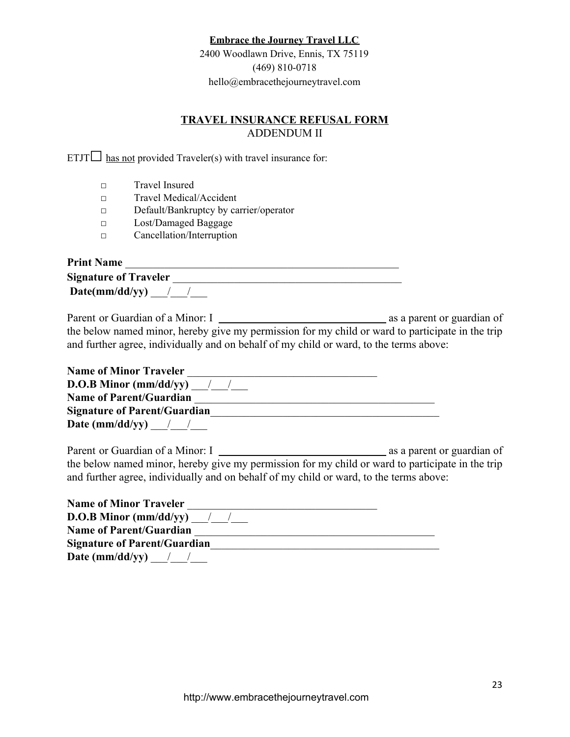**Embrace the Journey Travel LLC**
2400 Woodlawn Drive, Ennis, TX 75119
(469) 810-0718
hello@embracethejourneytravel.com

## TRAVEL INSURANCE REFUSAL FORM
ADDENDUM II

ETJT☐ has not provided Traveler(s) with travel insurance for:

- ☐ Travel Insured
- ☐ Travel Medical/Accident
- ☐ Default/Bankruptcy by carrier/operator
- ☐ Lost/Damaged Baggage
- ☐ Cancellation/Interruption

**Print Name** ___________________________________________________
**Signature of Traveler** __________________________________________
**Date(mm/dd/yy)** ___/___/___

Parent or Guardian of a Minor: I ______________________________ as a parent or guardian of the below named minor, hereby give my permission for my child or ward to participate in the trip and further agree, individually and on behalf of my child or ward, to the terms above:

**Name of Minor Traveler** __________________________________
**D.O.B Minor (mm/dd/yy)** ___/___/___
**Name of Parent/Guardian** ____________________________________________
**Signature of Parent/Guardian**__________________________________________
**Date (mm/dd/yy)** ___/___/___

Parent or Guardian of a Minor: I ______________________________ as a parent or guardian of the below named minor, hereby give my permission for my child or ward to participate in the trip and further agree, individually and on behalf of my child or ward, to the terms above:

**Name of Minor Traveler** __________________________________
**D.O.B Minor (mm/dd/yy)** ___/___/___
**Name of Parent/Guardian** ____________________________________________
**Signature of Parent/Guardian**__________________________________________
**Date (mm/dd/yy)** ___/___/___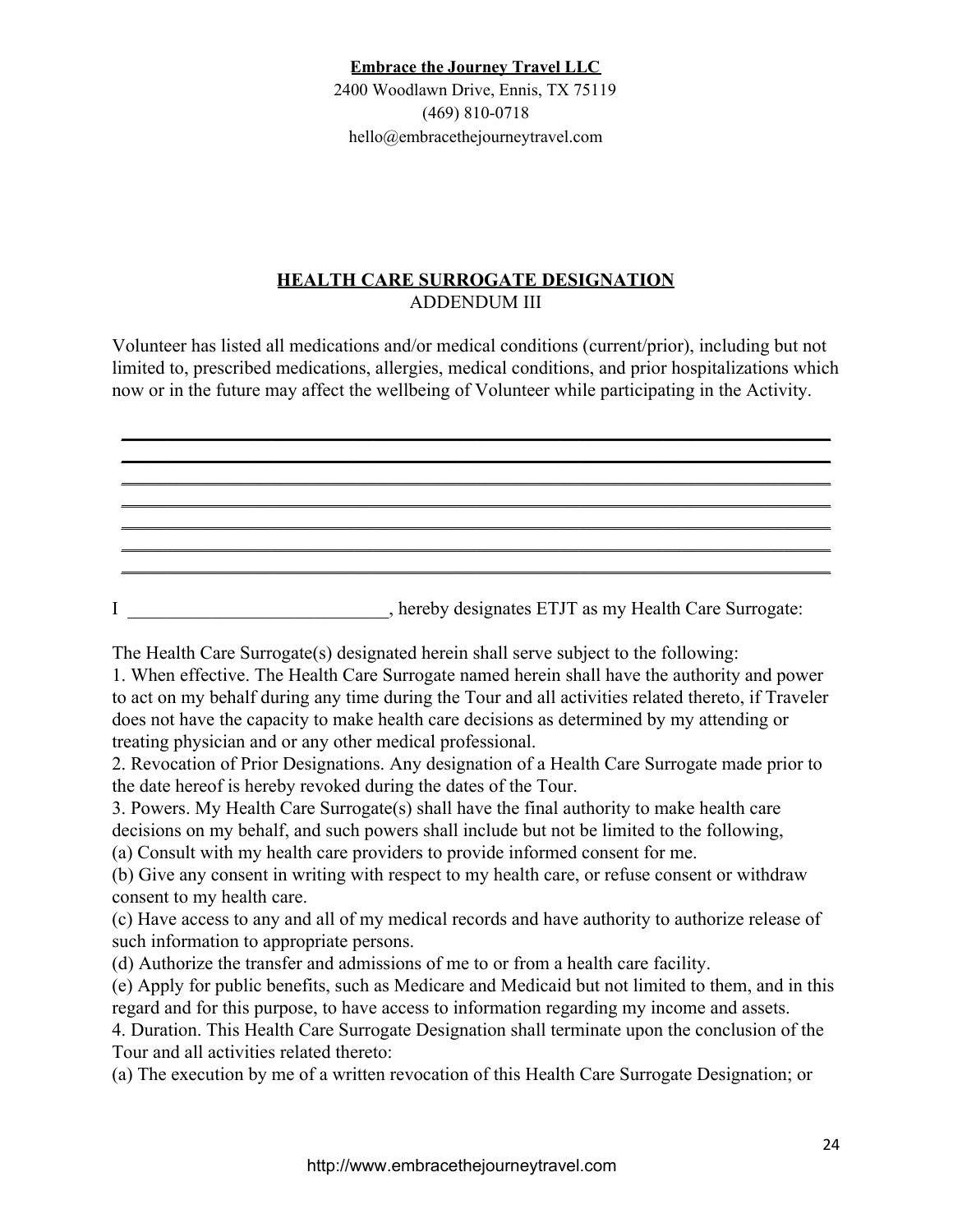**Embrace the Journey Travel LLC**
2400 Woodlawn Drive, Ennis, TX 75119
(469) 810-0718
hello@embracethejourneytravel.com

## HEALTH CARE SURROGATE DESIGNATION

ADDENDUM III

Volunteer has listed all medications and/or medical conditions (current/prior), including but not limited to, prescribed medications, allergies, medical conditions, and prior hospitalizations which now or in the future may affect the wellbeing of Volunteer while participating in the Activity.

______________________________________________________________________________

______________________________________________________________________________

______________________________________________________________________________

______________________________________________________________________________

______________________________________________________________________________

______________________________________________________________________________

______________________________________________________________________________

I ____________________________, hereby designates ETJT as my Health Care Surrogate:

The Health Care Surrogate(s) designated herein shall serve subject to the following:

1. When effective. The Health Care Surrogate named herein shall have the authority and power to act on my behalf during any time during the Tour and all activities related thereto, if Traveler does not have the capacity to make health care decisions as determined by my attending or treating physician and or any other medical professional.
2. Revocation of Prior Designations. Any designation of a Health Care Surrogate made prior to the date hereof is hereby revoked during the dates of the Tour.
3. Powers. My Health Care Surrogate(s) shall have the final authority to make health care decisions on my behalf, and such powers shall include but not be limited to the following,

(a) Consult with my health care providers to provide informed consent for me.

(b) Give any consent in writing with respect to my health care, or refuse consent or withdraw consent to my health care.

(c) Have access to any and all of my medical records and have authority to authorize release of such information to appropriate persons.

(d) Authorize the transfer and admissions of me to or from a health care facility.

(e) Apply for public benefits, such as Medicare and Medicaid but not limited to them, and in this regard and for this purpose, to have access to information regarding my income and assets.

4. Duration. This Health Care Surrogate Designation shall terminate upon the conclusion of the Tour and all activities related thereto:

(a) The execution by me of a written revocation of this Health Care Surrogate Designation; or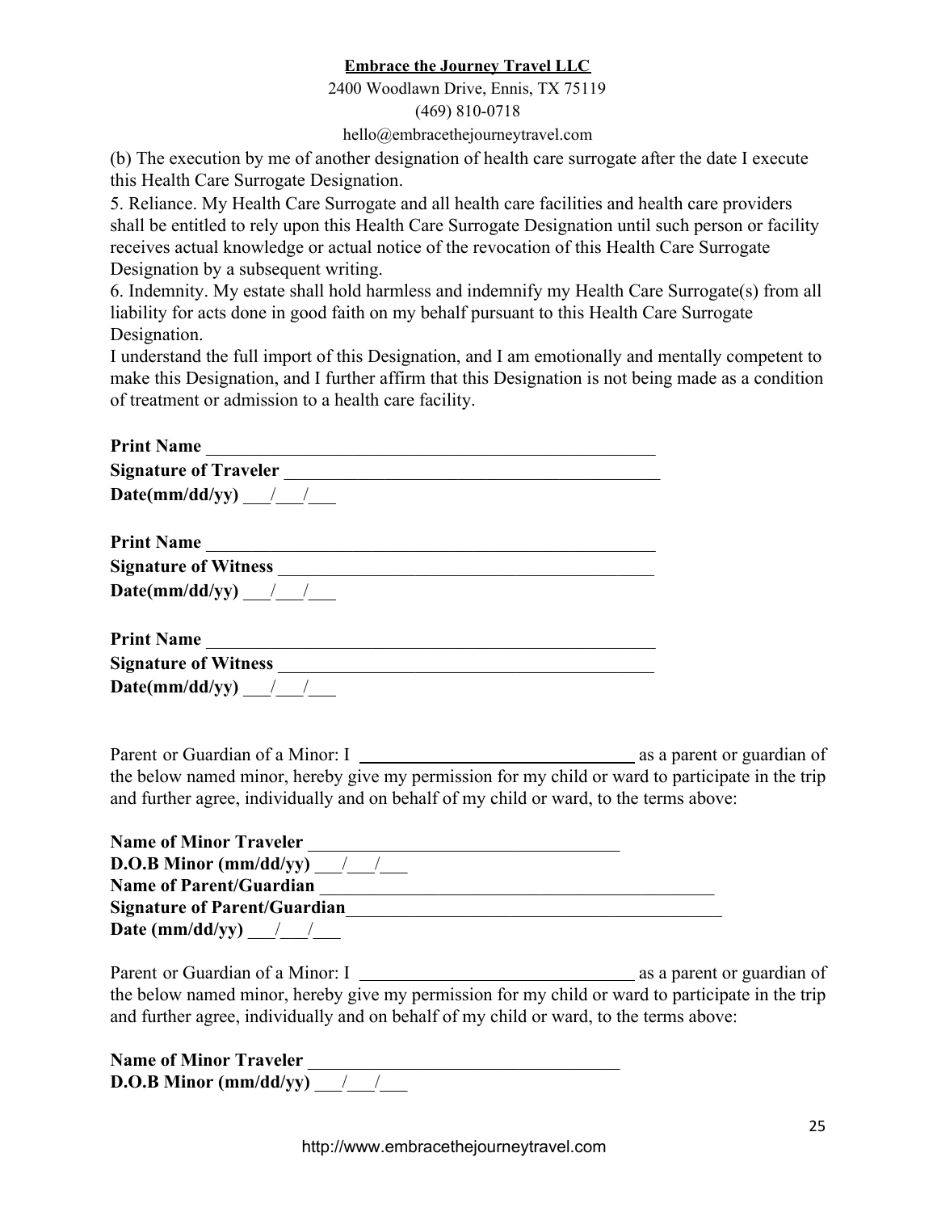(b) The execution by me of another designation of health care surrogate after the date I execute this Health Care Surrogate Designation.

5. Reliance. My Health Care Surrogate and all health care facilities and health care providers shall be entitled to rely upon this Health Care Surrogate Designation until such person or facility receives actual knowledge or actual notice of the revocation of this Health Care Surrogate Designation by a subsequent writing.

6. Indemnity. My estate shall hold harmless and indemnify my Health Care Surrogate(s) from all liability for acts done in good faith on my behalf pursuant to this Health Care Surrogate Designation.

I understand the full import of this Designation, and I am emotionally and mentally competent to make this Designation, and I further affirm that this Designation is not being made as a condition of treatment or admission to a health care facility.

**Print Name** ___________________________________________________

**Signature of Traveler** ___________________________________________

**Date(mm/dd/yy)** ___/___/___

**Print Name** ___________________________________________________

**Signature of Witness** ___________________________________________

**Date(mm/dd/yy)** ___/___/___

**Print Name** ___________________________________________________

**Signature of Witness** ___________________________________________

**Date(mm/dd/yy)** ___/___/___

Parent or Guardian of a Minor: I ______________________________ as a parent or guardian of the below named minor, hereby give my permission for my child or ward to participate in the trip and further agree, individually and on behalf of my child or ward, to the terms above:

**Name of Minor Traveler** __________________________________

**D.O.B Minor (mm/dd/yy)** ___/___/___

**Name of Parent/Guardian** ____________________________________________

**Signature of Parent/Guardian**__________________________________________

**Date (mm/dd/yy)** ___/___/___

Parent or Guardian of a Minor: I ______________________________ as a parent or guardian of the below named minor, hereby give my permission for my child or ward to participate in the trip and further agree, individually and on behalf of my child or ward, to the terms above:

**Name of Minor Traveler** __________________________________

**D.O.B Minor (mm/dd/yy)** ___/___/___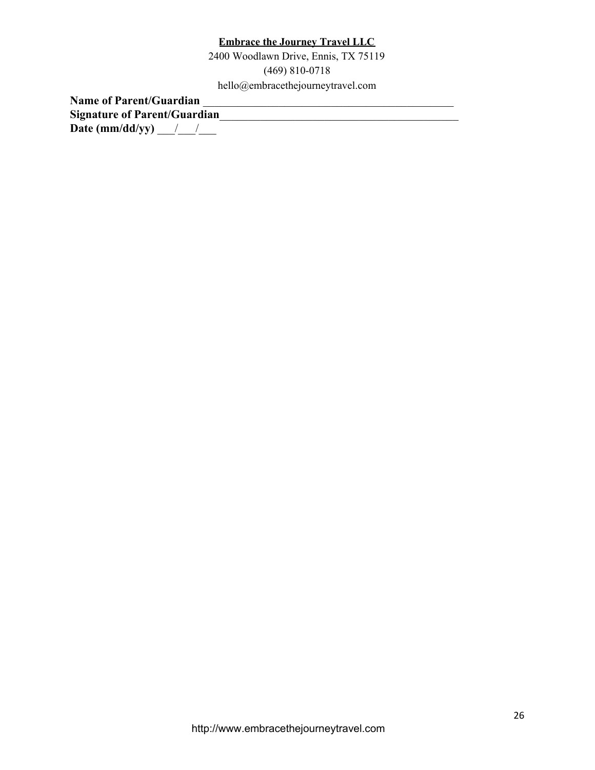**Embrace the Journey Travel LLC**

2400 Woodlawn Drive, Ennis, TX 75119

(469) 810-0718

hello@embracethejourneytravel.com

**Name of Parent/Guardian** _____________________________________________

**Signature of Parent/Guardian**_____________________________________________

**Date (mm/dd/yy)** ___/___/___